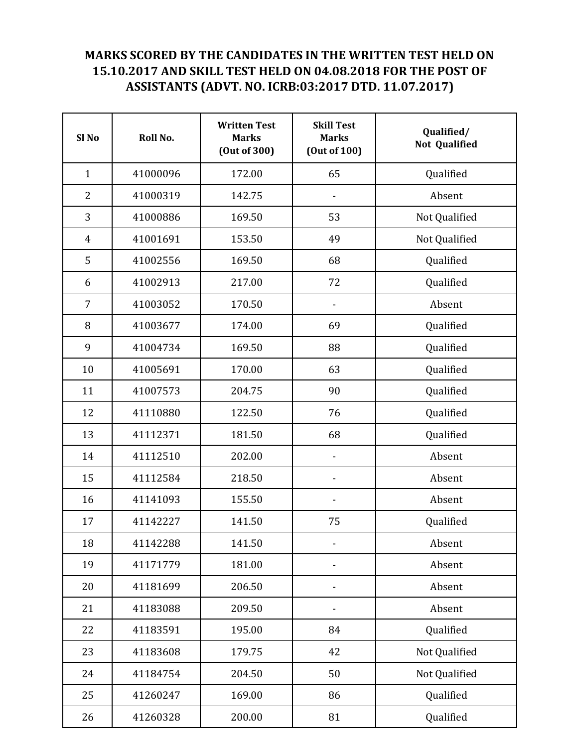# MARKS SCORED BY THE CANDIDATES IN THE WRITTEN TEST HELD ON 15.10.2017 AND SKILL TEST HELD ON 04.08.2018 FOR THE POST OF ASSISTANTS (ADVT. NO. ICRB:03:2017 DTD. 11.07.2017)

| Sl No | Roll No. | Written Test Marks (Out of 300) | Skill Test Marks (Out of 100) | Qualified/ Not Qualified |
|---|---|---|---|---|
| 1 | 41000096 | 172.00 | 65 | Qualified |
| 2 | 41000319 | 142.75 | - | Absent |
| 3 | 41000886 | 169.50 | 53 | Not Qualified |
| 4 | 41001691 | 153.50 | 49 | Not Qualified |
| 5 | 41002556 | 169.50 | 68 | Qualified |
| 6 | 41002913 | 217.00 | 72 | Qualified |
| 7 | 41003052 | 170.50 | - | Absent |
| 8 | 41003677 | 174.00 | 69 | Qualified |
| 9 | 41004734 | 169.50 | 88 | Qualified |
| 10 | 41005691 | 170.00 | 63 | Qualified |
| 11 | 41007573 | 204.75 | 90 | Qualified |
| 12 | 41110880 | 122.50 | 76 | Qualified |
| 13 | 41112371 | 181.50 | 68 | Qualified |
| 14 | 41112510 | 202.00 | - | Absent |
| 15 | 41112584 | 218.50 | - | Absent |
| 16 | 41141093 | 155.50 | - | Absent |
| 17 | 41142227 | 141.50 | 75 | Qualified |
| 18 | 41142288 | 141.50 | - | Absent |
| 19 | 41171779 | 181.00 | - | Absent |
| 20 | 41181699 | 206.50 | - | Absent |
| 21 | 41183088 | 209.50 | - | Absent |
| 22 | 41183591 | 195.00 | 84 | Qualified |
| 23 | 41183608 | 179.75 | 42 | Not Qualified |
| 24 | 41184754 | 204.50 | 50 | Not Qualified |
| 25 | 41260247 | 169.00 | 86 | Qualified |
| 26 | 41260328 | 200.00 | 81 | Qualified |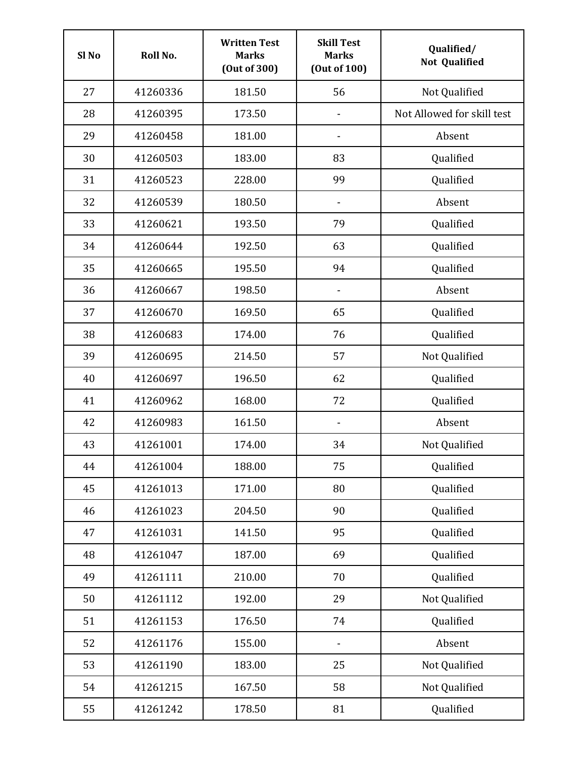| Sl No | Roll No. | Written Test Marks (Out of 300) | Skill Test Marks (Out of 100) | Qualified/ Not Qualified |
|---|---|---|---|---|
| 27 | 41260336 | 181.50 | 56 | Not Qualified |
| 28 | 41260395 | 173.50 | - | Not Allowed for skill test |
| 29 | 41260458 | 181.00 | - | Absent |
| 30 | 41260503 | 183.00 | 83 | Qualified |
| 31 | 41260523 | 228.00 | 99 | Qualified |
| 32 | 41260539 | 180.50 | - | Absent |
| 33 | 41260621 | 193.50 | 79 | Qualified |
| 34 | 41260644 | 192.50 | 63 | Qualified |
| 35 | 41260665 | 195.50 | 94 | Qualified |
| 36 | 41260667 | 198.50 | - | Absent |
| 37 | 41260670 | 169.50 | 65 | Qualified |
| 38 | 41260683 | 174.00 | 76 | Qualified |
| 39 | 41260695 | 214.50 | 57 | Not Qualified |
| 40 | 41260697 | 196.50 | 62 | Qualified |
| 41 | 41260962 | 168.00 | 72 | Qualified |
| 42 | 41260983 | 161.50 | - | Absent |
| 43 | 41261001 | 174.00 | 34 | Not Qualified |
| 44 | 41261004 | 188.00 | 75 | Qualified |
| 45 | 41261013 | 171.00 | 80 | Qualified |
| 46 | 41261023 | 204.50 | 90 | Qualified |
| 47 | 41261031 | 141.50 | 95 | Qualified |
| 48 | 41261047 | 187.00 | 69 | Qualified |
| 49 | 41261111 | 210.00 | 70 | Qualified |
| 50 | 41261112 | 192.00 | 29 | Not Qualified |
| 51 | 41261153 | 176.50 | 74 | Qualified |
| 52 | 41261176 | 155.00 | - | Absent |
| 53 | 41261190 | 183.00 | 25 | Not Qualified |
| 54 | 41261215 | 167.50 | 58 | Not Qualified |
| 55 | 41261242 | 178.50 | 81 | Qualified |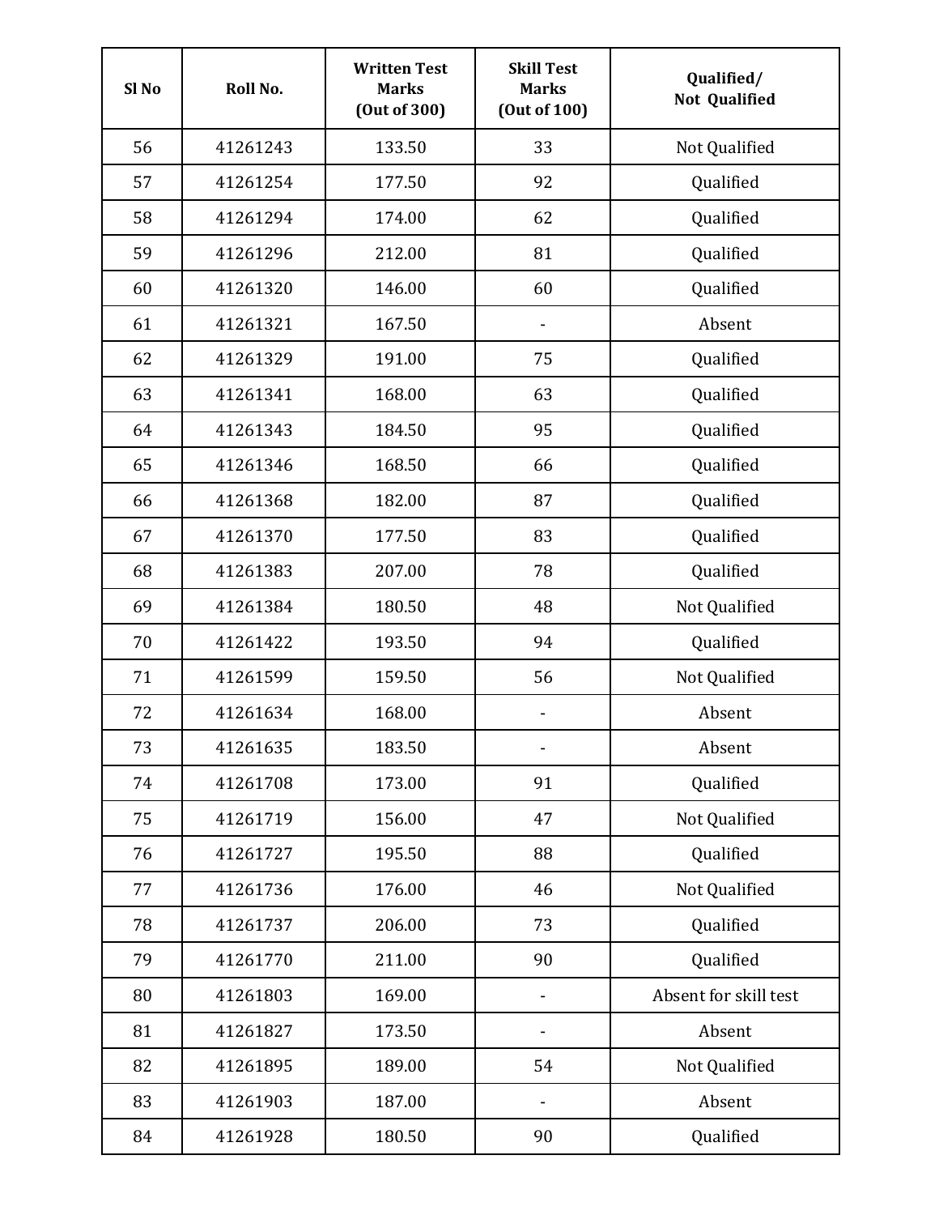| Sl No | Roll No. | Written Test Marks (Out of 300) | Skill Test Marks (Out of 100) | Qualified/ Not Qualified |
|---|---|---|---|---|
| 56 | 41261243 | 133.50 | 33 | Not Qualified |
| 57 | 41261254 | 177.50 | 92 | Qualified |
| 58 | 41261294 | 174.00 | 62 | Qualified |
| 59 | 41261296 | 212.00 | 81 | Qualified |
| 60 | 41261320 | 146.00 | 60 | Qualified |
| 61 | 41261321 | 167.50 | - | Absent |
| 62 | 41261329 | 191.00 | 75 | Qualified |
| 63 | 41261341 | 168.00 | 63 | Qualified |
| 64 | 41261343 | 184.50 | 95 | Qualified |
| 65 | 41261346 | 168.50 | 66 | Qualified |
| 66 | 41261368 | 182.00 | 87 | Qualified |
| 67 | 41261370 | 177.50 | 83 | Qualified |
| 68 | 41261383 | 207.00 | 78 | Qualified |
| 69 | 41261384 | 180.50 | 48 | Not Qualified |
| 70 | 41261422 | 193.50 | 94 | Qualified |
| 71 | 41261599 | 159.50 | 56 | Not Qualified |
| 72 | 41261634 | 168.00 | - | Absent |
| 73 | 41261635 | 183.50 | - | Absent |
| 74 | 41261708 | 173.00 | 91 | Qualified |
| 75 | 41261719 | 156.00 | 47 | Not Qualified |
| 76 | 41261727 | 195.50 | 88 | Qualified |
| 77 | 41261736 | 176.00 | 46 | Not Qualified |
| 78 | 41261737 | 206.00 | 73 | Qualified |
| 79 | 41261770 | 211.00 | 90 | Qualified |
| 80 | 41261803 | 169.00 | - | Absent for skill test |
| 81 | 41261827 | 173.50 | - | Absent |
| 82 | 41261895 | 189.00 | 54 | Not Qualified |
| 83 | 41261903 | 187.00 | - | Absent |
| 84 | 41261928 | 180.50 | 90 | Qualified |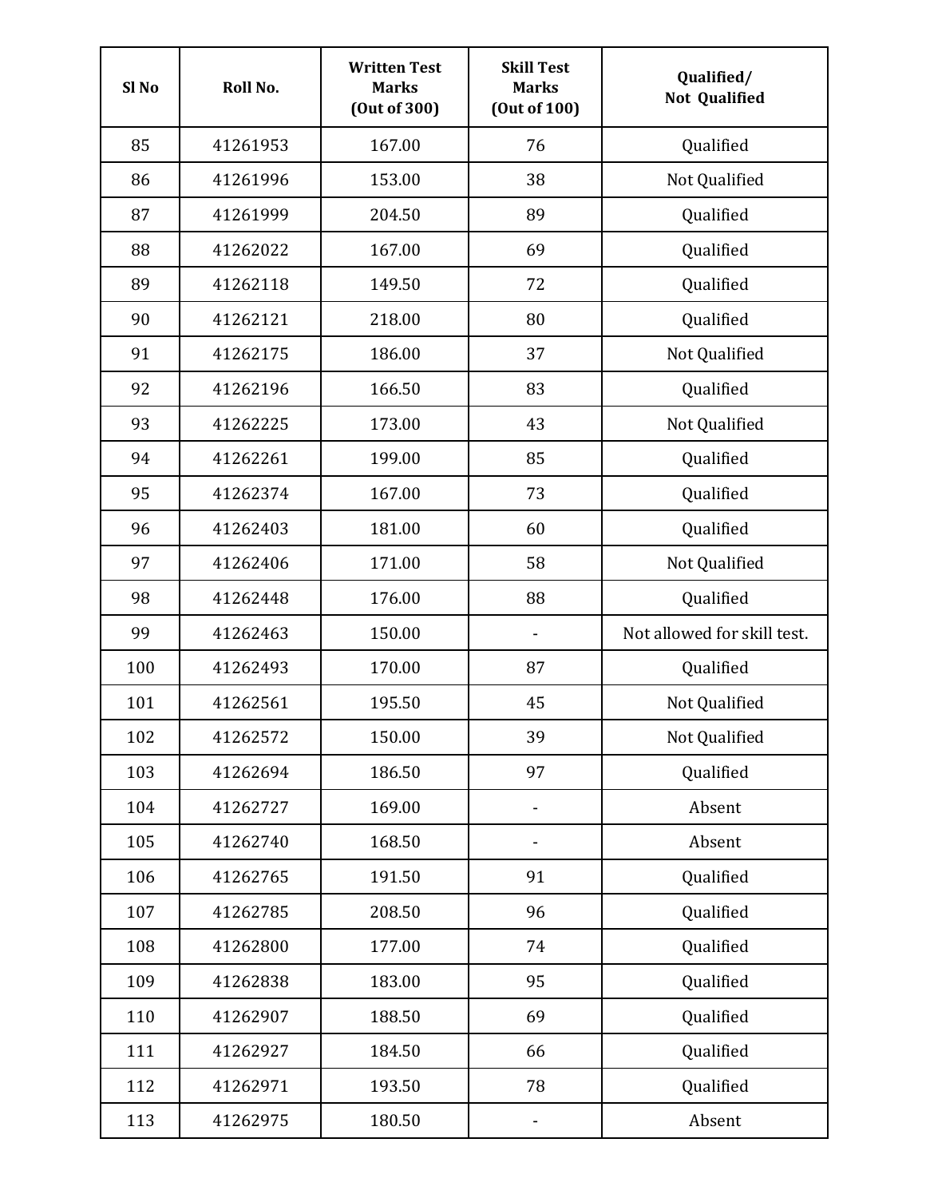| Sl No | Roll No. | Written Test Marks (Out of 300) | Skill Test Marks (Out of 100) | Qualified/ Not Qualified |
|---|---|---|---|---|
| 85 | 41261953 | 167.00 | 76 | Qualified |
| 86 | 41261996 | 153.00 | 38 | Not Qualified |
| 87 | 41261999 | 204.50 | 89 | Qualified |
| 88 | 41262022 | 167.00 | 69 | Qualified |
| 89 | 41262118 | 149.50 | 72 | Qualified |
| 90 | 41262121 | 218.00 | 80 | Qualified |
| 91 | 41262175 | 186.00 | 37 | Not Qualified |
| 92 | 41262196 | 166.50 | 83 | Qualified |
| 93 | 41262225 | 173.00 | 43 | Not Qualified |
| 94 | 41262261 | 199.00 | 85 | Qualified |
| 95 | 41262374 | 167.00 | 73 | Qualified |
| 96 | 41262403 | 181.00 | 60 | Qualified |
| 97 | 41262406 | 171.00 | 58 | Not Qualified |
| 98 | 41262448 | 176.00 | 88 | Qualified |
| 99 | 41262463 | 150.00 | - | Not allowed for skill test. |
| 100 | 41262493 | 170.00 | 87 | Qualified |
| 101 | 41262561 | 195.50 | 45 | Not Qualified |
| 102 | 41262572 | 150.00 | 39 | Not Qualified |
| 103 | 41262694 | 186.50 | 97 | Qualified |
| 104 | 41262727 | 169.00 | - | Absent |
| 105 | 41262740 | 168.50 | - | Absent |
| 106 | 41262765 | 191.50 | 91 | Qualified |
| 107 | 41262785 | 208.50 | 96 | Qualified |
| 108 | 41262800 | 177.00 | 74 | Qualified |
| 109 | 41262838 | 183.00 | 95 | Qualified |
| 110 | 41262907 | 188.50 | 69 | Qualified |
| 111 | 41262927 | 184.50 | 66 | Qualified |
| 112 | 41262971 | 193.50 | 78 | Qualified |
| 113 | 41262975 | 180.50 | - | Absent |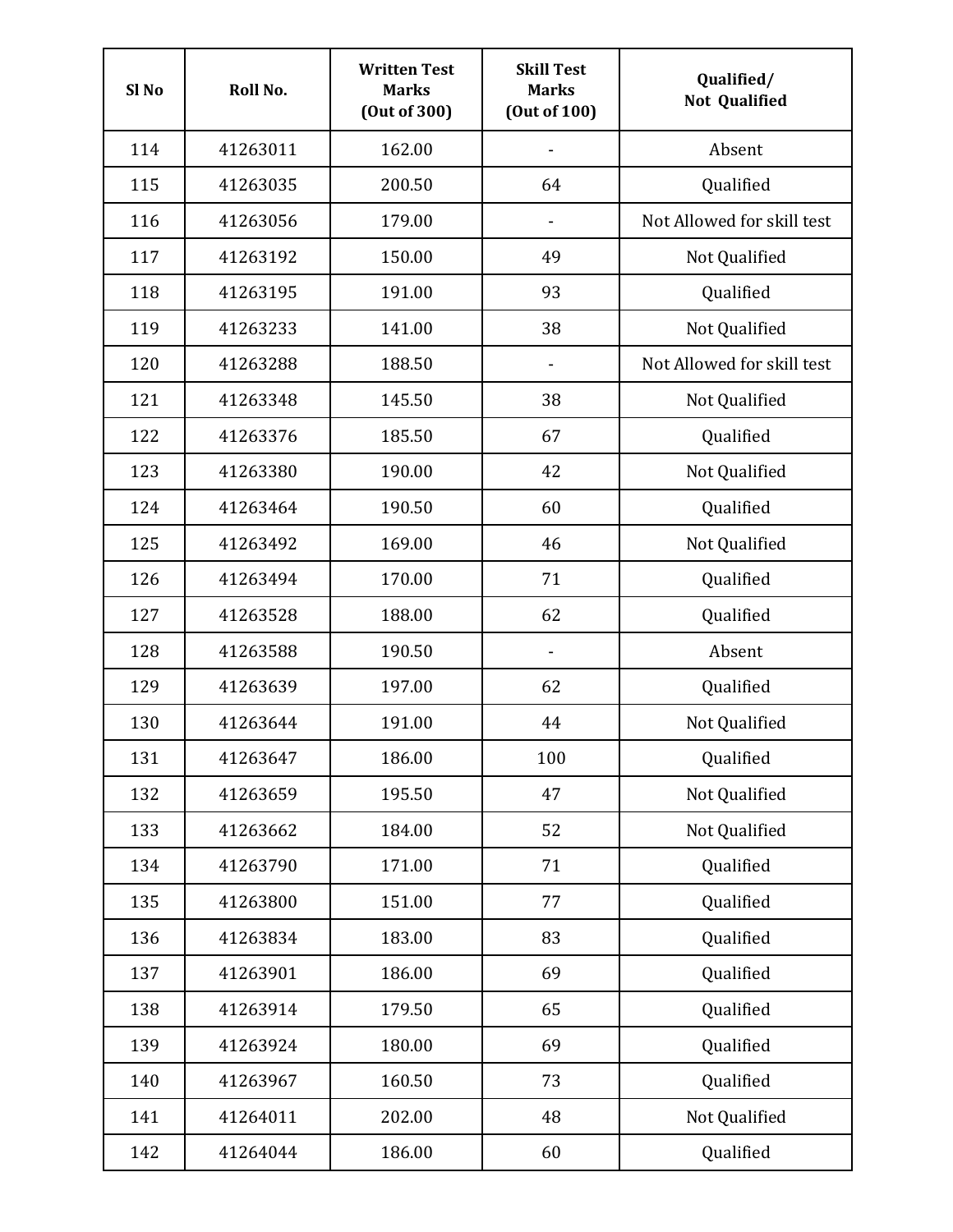| Sl No | Roll No. | Written Test Marks (Out of 300) | Skill Test Marks (Out of 100) | Qualified/ Not Qualified |
|---|---|---|---|---|
| 114 | 41263011 | 162.00 | - | Absent |
| 115 | 41263035 | 200.50 | 64 | Qualified |
| 116 | 41263056 | 179.00 | - | Not Allowed for skill test |
| 117 | 41263192 | 150.00 | 49 | Not Qualified |
| 118 | 41263195 | 191.00 | 93 | Qualified |
| 119 | 41263233 | 141.00 | 38 | Not Qualified |
| 120 | 41263288 | 188.50 | - | Not Allowed for skill test |
| 121 | 41263348 | 145.50 | 38 | Not Qualified |
| 122 | 41263376 | 185.50 | 67 | Qualified |
| 123 | 41263380 | 190.00 | 42 | Not Qualified |
| 124 | 41263464 | 190.50 | 60 | Qualified |
| 125 | 41263492 | 169.00 | 46 | Not Qualified |
| 126 | 41263494 | 170.00 | 71 | Qualified |
| 127 | 41263528 | 188.00 | 62 | Qualified |
| 128 | 41263588 | 190.50 | - | Absent |
| 129 | 41263639 | 197.00 | 62 | Qualified |
| 130 | 41263644 | 191.00 | 44 | Not Qualified |
| 131 | 41263647 | 186.00 | 100 | Qualified |
| 132 | 41263659 | 195.50 | 47 | Not Qualified |
| 133 | 41263662 | 184.00 | 52 | Not Qualified |
| 134 | 41263790 | 171.00 | 71 | Qualified |
| 135 | 41263800 | 151.00 | 77 | Qualified |
| 136 | 41263834 | 183.00 | 83 | Qualified |
| 137 | 41263901 | 186.00 | 69 | Qualified |
| 138 | 41263914 | 179.50 | 65 | Qualified |
| 139 | 41263924 | 180.00 | 69 | Qualified |
| 140 | 41263967 | 160.50 | 73 | Qualified |
| 141 | 41264011 | 202.00 | 48 | Not Qualified |
| 142 | 41264044 | 186.00 | 60 | Qualified |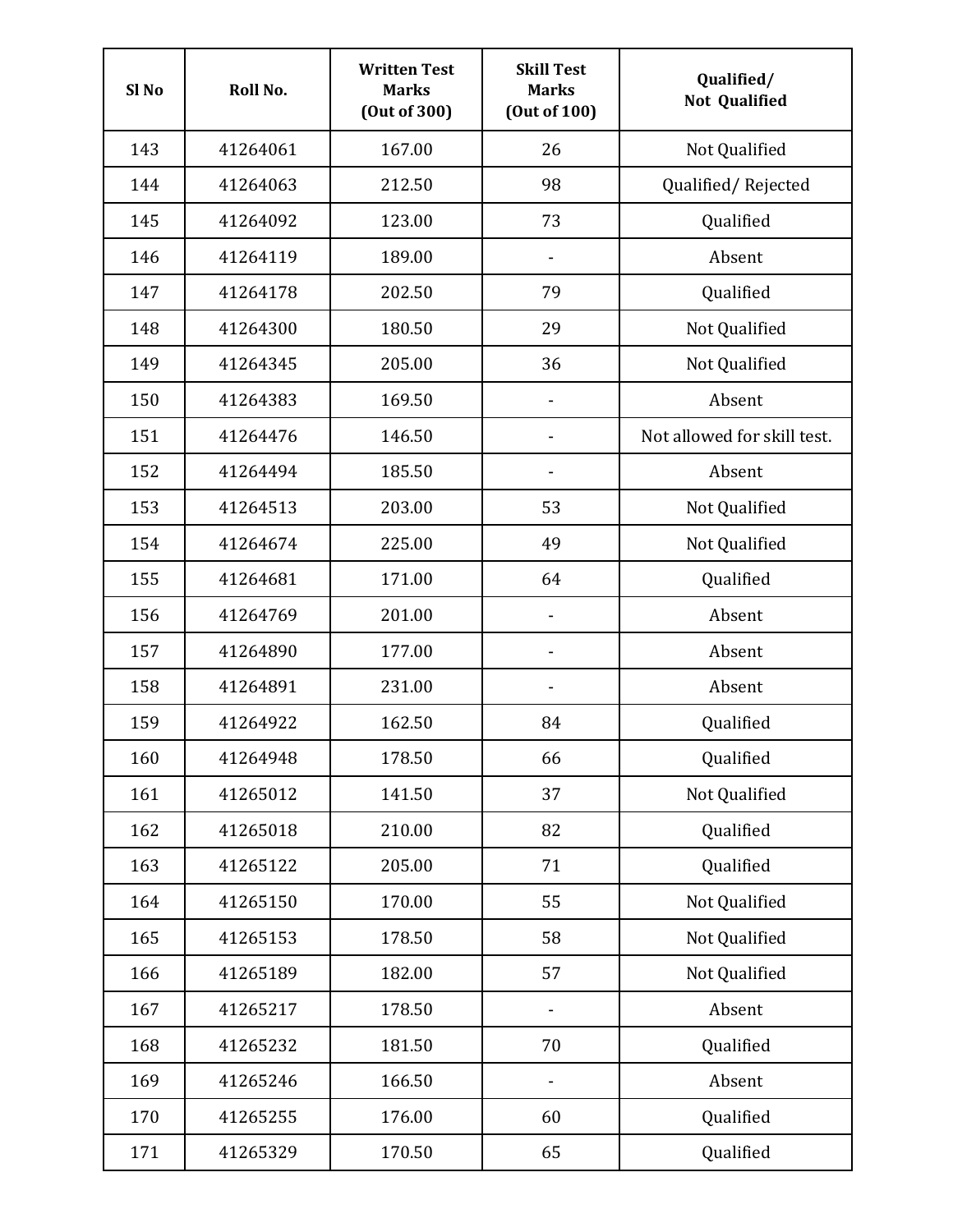| Sl No | Roll No. | Written Test Marks (Out of 300) | Skill Test Marks (Out of 100) | Qualified/ Not Qualified |
|---|---|---|---|---|
| 143 | 41264061 | 167.00 | 26 | Not Qualified |
| 144 | 41264063 | 212.50 | 98 | Qualified/ Rejected |
| 145 | 41264092 | 123.00 | 73 | Qualified |
| 146 | 41264119 | 189.00 | - | Absent |
| 147 | 41264178 | 202.50 | 79 | Qualified |
| 148 | 41264300 | 180.50 | 29 | Not Qualified |
| 149 | 41264345 | 205.00 | 36 | Not Qualified |
| 150 | 41264383 | 169.50 | - | Absent |
| 151 | 41264476 | 146.50 | - | Not allowed for skill test. |
| 152 | 41264494 | 185.50 | - | Absent |
| 153 | 41264513 | 203.00 | 53 | Not Qualified |
| 154 | 41264674 | 225.00 | 49 | Not Qualified |
| 155 | 41264681 | 171.00 | 64 | Qualified |
| 156 | 41264769 | 201.00 | - | Absent |
| 157 | 41264890 | 177.00 | - | Absent |
| 158 | 41264891 | 231.00 | - | Absent |
| 159 | 41264922 | 162.50 | 84 | Qualified |
| 160 | 41264948 | 178.50 | 66 | Qualified |
| 161 | 41265012 | 141.50 | 37 | Not Qualified |
| 162 | 41265018 | 210.00 | 82 | Qualified |
| 163 | 41265122 | 205.00 | 71 | Qualified |
| 164 | 41265150 | 170.00 | 55 | Not Qualified |
| 165 | 41265153 | 178.50 | 58 | Not Qualified |
| 166 | 41265189 | 182.00 | 57 | Not Qualified |
| 167 | 41265217 | 178.50 | - | Absent |
| 168 | 41265232 | 181.50 | 70 | Qualified |
| 169 | 41265246 | 166.50 | - | Absent |
| 170 | 41265255 | 176.00 | 60 | Qualified |
| 171 | 41265329 | 170.50 | 65 | Qualified |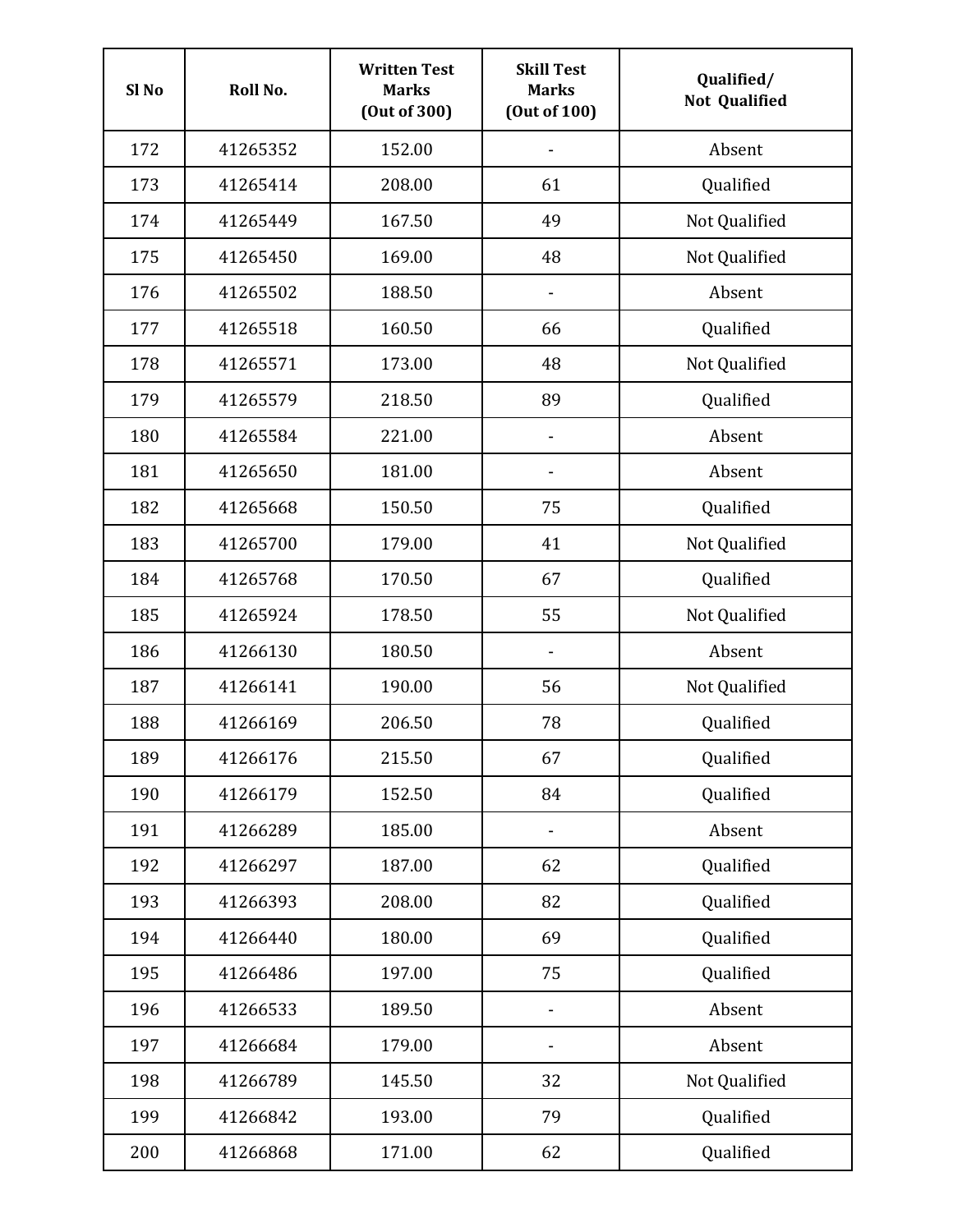| Sl No | Roll No. | Written Test Marks (Out of 300) | Skill Test Marks (Out of 100) | Qualified/ Not Qualified |
|---|---|---|---|---|
| 172 | 41265352 | 152.00 | - | Absent |
| 173 | 41265414 | 208.00 | 61 | Qualified |
| 174 | 41265449 | 167.50 | 49 | Not Qualified |
| 175 | 41265450 | 169.00 | 48 | Not Qualified |
| 176 | 41265502 | 188.50 | - | Absent |
| 177 | 41265518 | 160.50 | 66 | Qualified |
| 178 | 41265571 | 173.00 | 48 | Not Qualified |
| 179 | 41265579 | 218.50 | 89 | Qualified |
| 180 | 41265584 | 221.00 | - | Absent |
| 181 | 41265650 | 181.00 | - | Absent |
| 182 | 41265668 | 150.50 | 75 | Qualified |
| 183 | 41265700 | 179.00 | 41 | Not Qualified |
| 184 | 41265768 | 170.50 | 67 | Qualified |
| 185 | 41265924 | 178.50 | 55 | Not Qualified |
| 186 | 41266130 | 180.50 | - | Absent |
| 187 | 41266141 | 190.00 | 56 | Not Qualified |
| 188 | 41266169 | 206.50 | 78 | Qualified |
| 189 | 41266176 | 215.50 | 67 | Qualified |
| 190 | 41266179 | 152.50 | 84 | Qualified |
| 191 | 41266289 | 185.00 | - | Absent |
| 192 | 41266297 | 187.00 | 62 | Qualified |
| 193 | 41266393 | 208.00 | 82 | Qualified |
| 194 | 41266440 | 180.00 | 69 | Qualified |
| 195 | 41266486 | 197.00 | 75 | Qualified |
| 196 | 41266533 | 189.50 | - | Absent |
| 197 | 41266684 | 179.00 | - | Absent |
| 198 | 41266789 | 145.50 | 32 | Not Qualified |
| 199 | 41266842 | 193.00 | 79 | Qualified |
| 200 | 41266868 | 171.00 | 62 | Qualified |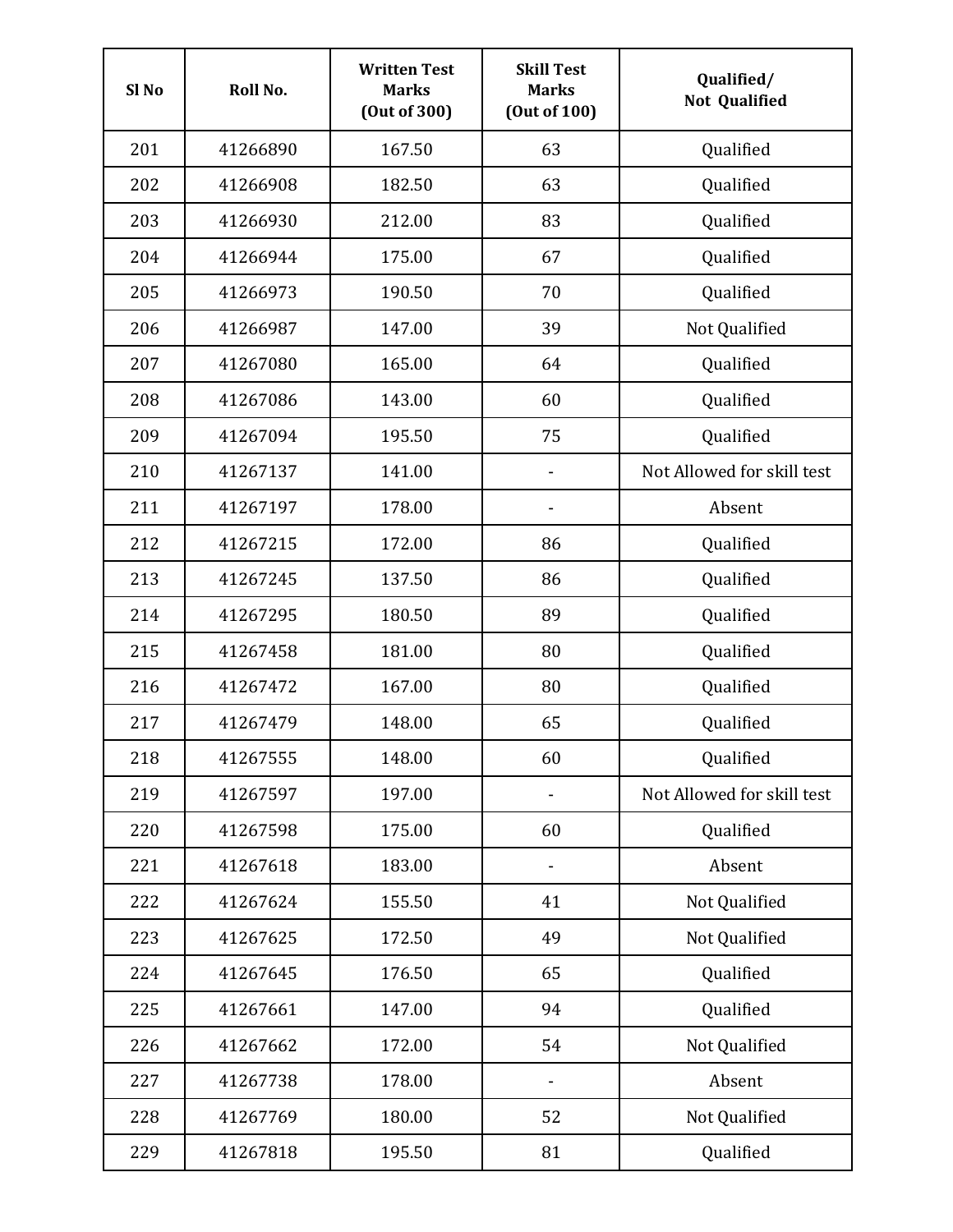| Sl No | Roll No. | Written Test Marks (Out of 300) | Skill Test Marks (Out of 100) | Qualified/ Not Qualified |
|---|---|---|---|---|
| 201 | 41266890 | 167.50 | 63 | Qualified |
| 202 | 41266908 | 182.50 | 63 | Qualified |
| 203 | 41266930 | 212.00 | 83 | Qualified |
| 204 | 41266944 | 175.00 | 67 | Qualified |
| 205 | 41266973 | 190.50 | 70 | Qualified |
| 206 | 41266987 | 147.00 | 39 | Not Qualified |
| 207 | 41267080 | 165.00 | 64 | Qualified |
| 208 | 41267086 | 143.00 | 60 | Qualified |
| 209 | 41267094 | 195.50 | 75 | Qualified |
| 210 | 41267137 | 141.00 | - | Not Allowed for skill test |
| 211 | 41267197 | 178.00 | - | Absent |
| 212 | 41267215 | 172.00 | 86 | Qualified |
| 213 | 41267245 | 137.50 | 86 | Qualified |
| 214 | 41267295 | 180.50 | 89 | Qualified |
| 215 | 41267458 | 181.00 | 80 | Qualified |
| 216 | 41267472 | 167.00 | 80 | Qualified |
| 217 | 41267479 | 148.00 | 65 | Qualified |
| 218 | 41267555 | 148.00 | 60 | Qualified |
| 219 | 41267597 | 197.00 | - | Not Allowed for skill test |
| 220 | 41267598 | 175.00 | 60 | Qualified |
| 221 | 41267618 | 183.00 | - | Absent |
| 222 | 41267624 | 155.50 | 41 | Not Qualified |
| 223 | 41267625 | 172.50 | 49 | Not Qualified |
| 224 | 41267645 | 176.50 | 65 | Qualified |
| 225 | 41267661 | 147.00 | 94 | Qualified |
| 226 | 41267662 | 172.00 | 54 | Not Qualified |
| 227 | 41267738 | 178.00 | - | Absent |
| 228 | 41267769 | 180.00 | 52 | Not Qualified |
| 229 | 41267818 | 195.50 | 81 | Qualified |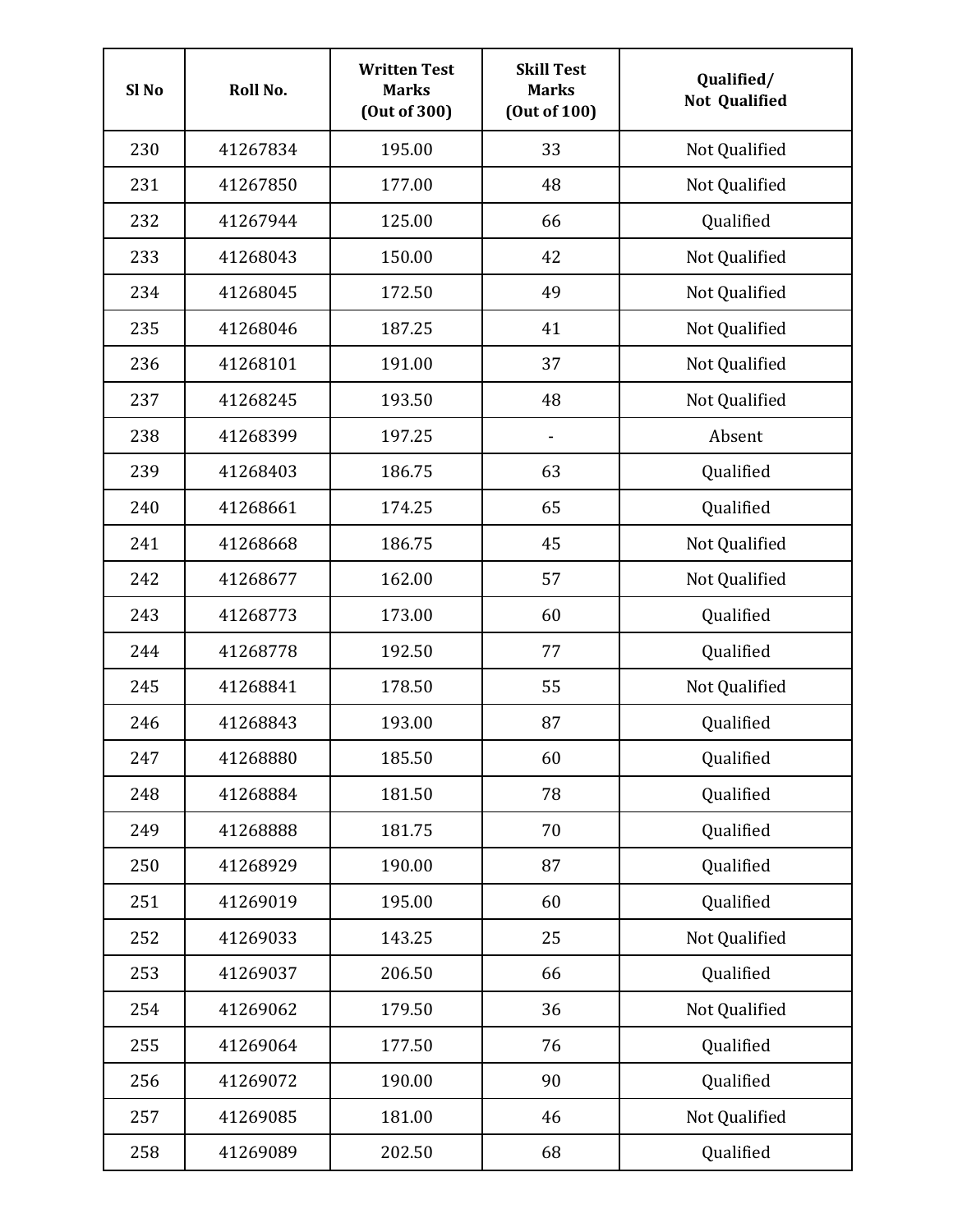| Sl No | Roll No. | Written Test Marks (Out of 300) | Skill Test Marks (Out of 100) | Qualified/ Not Qualified |
|---|---|---|---|---|
| 230 | 41267834 | 195.00 | 33 | Not Qualified |
| 231 | 41267850 | 177.00 | 48 | Not Qualified |
| 232 | 41267944 | 125.00 | 66 | Qualified |
| 233 | 41268043 | 150.00 | 42 | Not Qualified |
| 234 | 41268045 | 172.50 | 49 | Not Qualified |
| 235 | 41268046 | 187.25 | 41 | Not Qualified |
| 236 | 41268101 | 191.00 | 37 | Not Qualified |
| 237 | 41268245 | 193.50 | 48 | Not Qualified |
| 238 | 41268399 | 197.25 | - | Absent |
| 239 | 41268403 | 186.75 | 63 | Qualified |
| 240 | 41268661 | 174.25 | 65 | Qualified |
| 241 | 41268668 | 186.75 | 45 | Not Qualified |
| 242 | 41268677 | 162.00 | 57 | Not Qualified |
| 243 | 41268773 | 173.00 | 60 | Qualified |
| 244 | 41268778 | 192.50 | 77 | Qualified |
| 245 | 41268841 | 178.50 | 55 | Not Qualified |
| 246 | 41268843 | 193.00 | 87 | Qualified |
| 247 | 41268880 | 185.50 | 60 | Qualified |
| 248 | 41268884 | 181.50 | 78 | Qualified |
| 249 | 41268888 | 181.75 | 70 | Qualified |
| 250 | 41268929 | 190.00 | 87 | Qualified |
| 251 | 41269019 | 195.00 | 60 | Qualified |
| 252 | 41269033 | 143.25 | 25 | Not Qualified |
| 253 | 41269037 | 206.50 | 66 | Qualified |
| 254 | 41269062 | 179.50 | 36 | Not Qualified |
| 255 | 41269064 | 177.50 | 76 | Qualified |
| 256 | 41269072 | 190.00 | 90 | Qualified |
| 257 | 41269085 | 181.00 | 46 | Not Qualified |
| 258 | 41269089 | 202.50 | 68 | Qualified |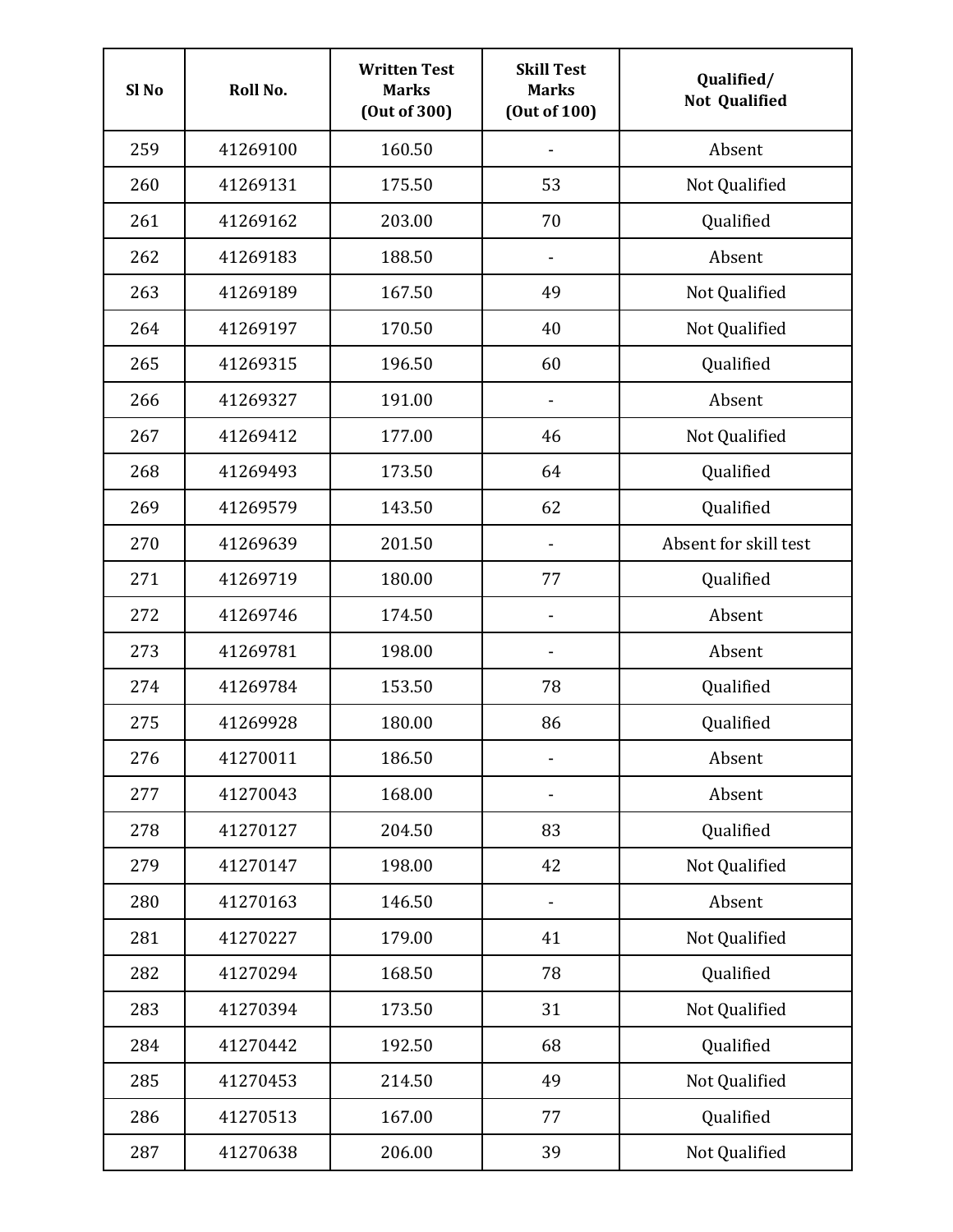| Sl No | Roll No. | Written Test Marks (Out of 300) | Skill Test Marks (Out of 100) | Qualified/ Not Qualified |
|---|---|---|---|---|
| 259 | 41269100 | 160.50 | - | Absent |
| 260 | 41269131 | 175.50 | 53 | Not Qualified |
| 261 | 41269162 | 203.00 | 70 | Qualified |
| 262 | 41269183 | 188.50 | - | Absent |
| 263 | 41269189 | 167.50 | 49 | Not Qualified |
| 264 | 41269197 | 170.50 | 40 | Not Qualified |
| 265 | 41269315 | 196.50 | 60 | Qualified |
| 266 | 41269327 | 191.00 | - | Absent |
| 267 | 41269412 | 177.00 | 46 | Not Qualified |
| 268 | 41269493 | 173.50 | 64 | Qualified |
| 269 | 41269579 | 143.50 | 62 | Qualified |
| 270 | 41269639 | 201.50 | - | Absent for skill test |
| 271 | 41269719 | 180.00 | 77 | Qualified |
| 272 | 41269746 | 174.50 | - | Absent |
| 273 | 41269781 | 198.00 | - | Absent |
| 274 | 41269784 | 153.50 | 78 | Qualified |
| 275 | 41269928 | 180.00 | 86 | Qualified |
| 276 | 41270011 | 186.50 | - | Absent |
| 277 | 41270043 | 168.00 | - | Absent |
| 278 | 41270127 | 204.50 | 83 | Qualified |
| 279 | 41270147 | 198.00 | 42 | Not Qualified |
| 280 | 41270163 | 146.50 | - | Absent |
| 281 | 41270227 | 179.00 | 41 | Not Qualified |
| 282 | 41270294 | 168.50 | 78 | Qualified |
| 283 | 41270394 | 173.50 | 31 | Not Qualified |
| 284 | 41270442 | 192.50 | 68 | Qualified |
| 285 | 41270453 | 214.50 | 49 | Not Qualified |
| 286 | 41270513 | 167.00 | 77 | Qualified |
| 287 | 41270638 | 206.00 | 39 | Not Qualified |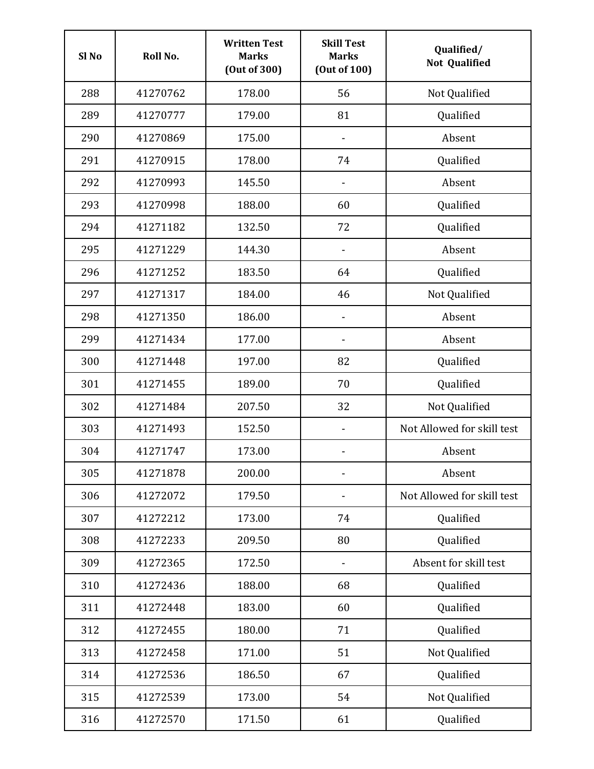| Sl No | Roll No. | Written Test Marks (Out of 300) | Skill Test Marks (Out of 100) | Qualified/ Not Qualified |
|---|---|---|---|---|
| 288 | 41270762 | 178.00 | 56 | Not Qualified |
| 289 | 41270777 | 179.00 | 81 | Qualified |
| 290 | 41270869 | 175.00 | - | Absent |
| 291 | 41270915 | 178.00 | 74 | Qualified |
| 292 | 41270993 | 145.50 | - | Absent |
| 293 | 41270998 | 188.00 | 60 | Qualified |
| 294 | 41271182 | 132.50 | 72 | Qualified |
| 295 | 41271229 | 144.30 | - | Absent |
| 296 | 41271252 | 183.50 | 64 | Qualified |
| 297 | 41271317 | 184.00 | 46 | Not Qualified |
| 298 | 41271350 | 186.00 | - | Absent |
| 299 | 41271434 | 177.00 | - | Absent |
| 300 | 41271448 | 197.00 | 82 | Qualified |
| 301 | 41271455 | 189.00 | 70 | Qualified |
| 302 | 41271484 | 207.50 | 32 | Not Qualified |
| 303 | 41271493 | 152.50 | - | Not Allowed for skill test |
| 304 | 41271747 | 173.00 | - | Absent |
| 305 | 41271878 | 200.00 | - | Absent |
| 306 | 41272072 | 179.50 | - | Not Allowed for skill test |
| 307 | 41272212 | 173.00 | 74 | Qualified |
| 308 | 41272233 | 209.50 | 80 | Qualified |
| 309 | 41272365 | 172.50 | - | Absent for skill test |
| 310 | 41272436 | 188.00 | 68 | Qualified |
| 311 | 41272448 | 183.00 | 60 | Qualified |
| 312 | 41272455 | 180.00 | 71 | Qualified |
| 313 | 41272458 | 171.00 | 51 | Not Qualified |
| 314 | 41272536 | 186.50 | 67 | Qualified |
| 315 | 41272539 | 173.00 | 54 | Not Qualified |
| 316 | 41272570 | 171.50 | 61 | Qualified |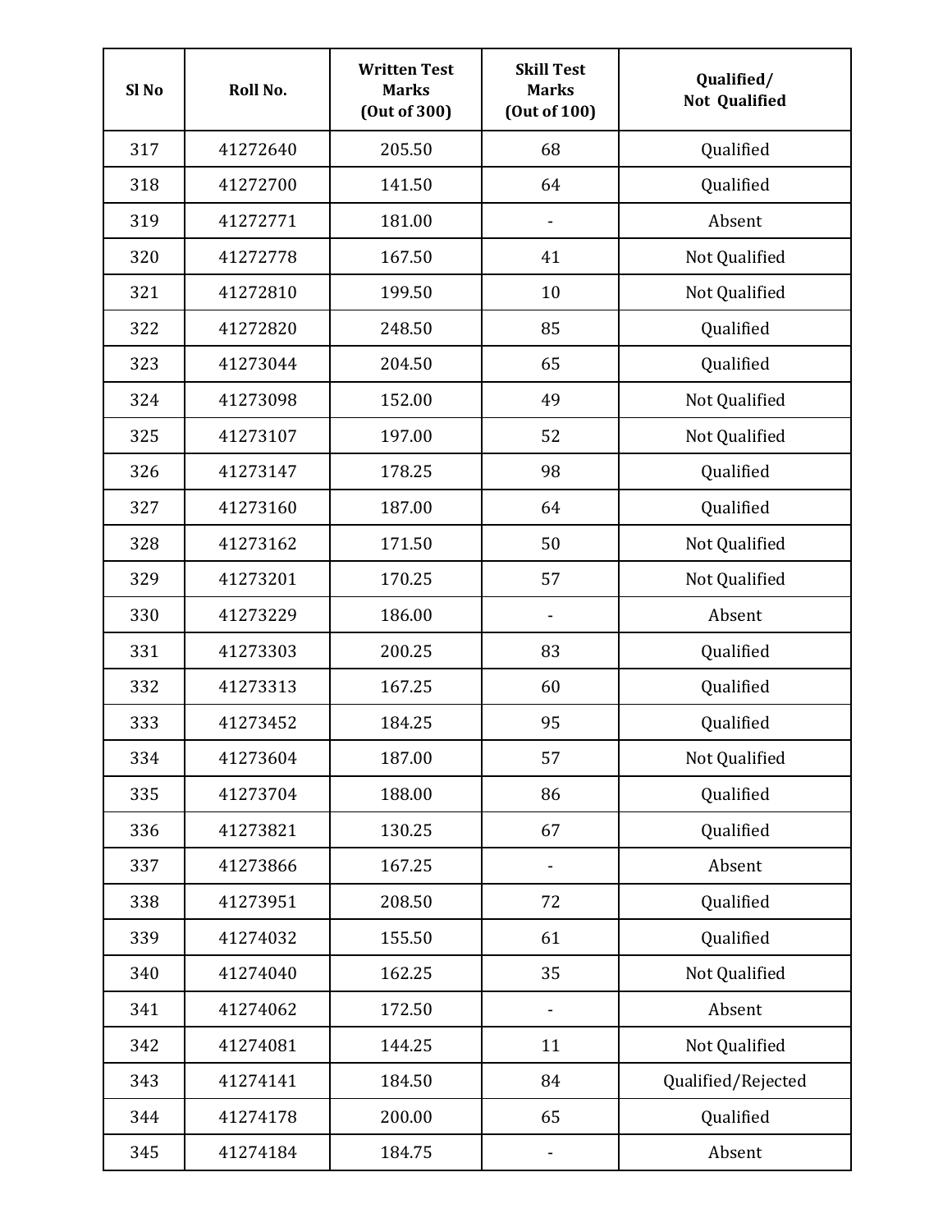| Sl No | Roll No. | Written Test Marks (Out of 300) | Skill Test Marks (Out of 100) | Qualified/ Not Qualified |
|---|---|---|---|---|
| 317 | 41272640 | 205.50 | 68 | Qualified |
| 318 | 41272700 | 141.50 | 64 | Qualified |
| 319 | 41272771 | 181.00 | - | Absent |
| 320 | 41272778 | 167.50 | 41 | Not Qualified |
| 321 | 41272810 | 199.50 | 10 | Not Qualified |
| 322 | 41272820 | 248.50 | 85 | Qualified |
| 323 | 41273044 | 204.50 | 65 | Qualified |
| 324 | 41273098 | 152.00 | 49 | Not Qualified |
| 325 | 41273107 | 197.00 | 52 | Not Qualified |
| 326 | 41273147 | 178.25 | 98 | Qualified |
| 327 | 41273160 | 187.00 | 64 | Qualified |
| 328 | 41273162 | 171.50 | 50 | Not Qualified |
| 329 | 41273201 | 170.25 | 57 | Not Qualified |
| 330 | 41273229 | 186.00 | - | Absent |
| 331 | 41273303 | 200.25 | 83 | Qualified |
| 332 | 41273313 | 167.25 | 60 | Qualified |
| 333 | 41273452 | 184.25 | 95 | Qualified |
| 334 | 41273604 | 187.00 | 57 | Not Qualified |
| 335 | 41273704 | 188.00 | 86 | Qualified |
| 336 | 41273821 | 130.25 | 67 | Qualified |
| 337 | 41273866 | 167.25 | - | Absent |
| 338 | 41273951 | 208.50 | 72 | Qualified |
| 339 | 41274032 | 155.50 | 61 | Qualified |
| 340 | 41274040 | 162.25 | 35 | Not Qualified |
| 341 | 41274062 | 172.50 | - | Absent |
| 342 | 41274081 | 144.25 | 11 | Not Qualified |
| 343 | 41274141 | 184.50 | 84 | Qualified/Rejected |
| 344 | 41274178 | 200.00 | 65 | Qualified |
| 345 | 41274184 | 184.75 | - | Absent |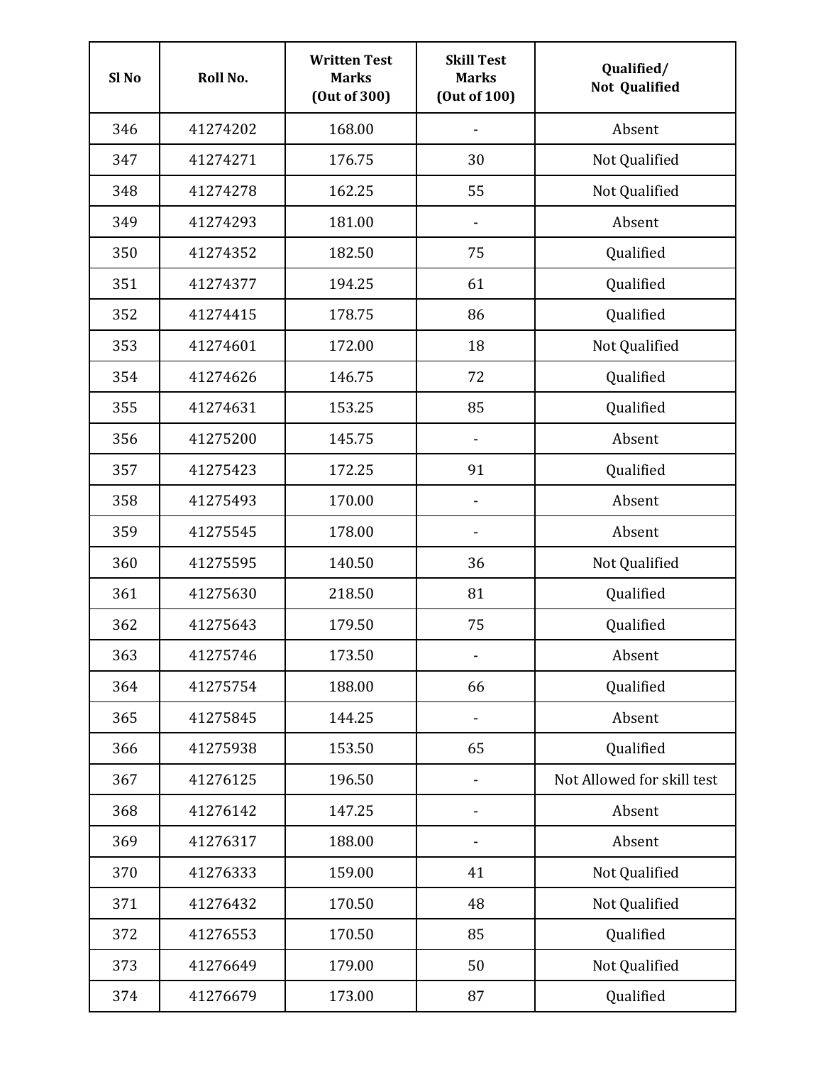| Sl No | Roll No. | Written Test Marks (Out of 300) | Skill Test Marks (Out of 100) | Qualified/ Not Qualified |
|---|---|---|---|---|
| 346 | 41274202 | 168.00 | - | Absent |
| 347 | 41274271 | 176.75 | 30 | Not Qualified |
| 348 | 41274278 | 162.25 | 55 | Not Qualified |
| 349 | 41274293 | 181.00 | - | Absent |
| 350 | 41274352 | 182.50 | 75 | Qualified |
| 351 | 41274377 | 194.25 | 61 | Qualified |
| 352 | 41274415 | 178.75 | 86 | Qualified |
| 353 | 41274601 | 172.00 | 18 | Not Qualified |
| 354 | 41274626 | 146.75 | 72 | Qualified |
| 355 | 41274631 | 153.25 | 85 | Qualified |
| 356 | 41275200 | 145.75 | - | Absent |
| 357 | 41275423 | 172.25 | 91 | Qualified |
| 358 | 41275493 | 170.00 | - | Absent |
| 359 | 41275545 | 178.00 | - | Absent |
| 360 | 41275595 | 140.50 | 36 | Not Qualified |
| 361 | 41275630 | 218.50 | 81 | Qualified |
| 362 | 41275643 | 179.50 | 75 | Qualified |
| 363 | 41275746 | 173.50 | - | Absent |
| 364 | 41275754 | 188.00 | 66 | Qualified |
| 365 | 41275845 | 144.25 | - | Absent |
| 366 | 41275938 | 153.50 | 65 | Qualified |
| 367 | 41276125 | 196.50 | - | Not Allowed for skill test |
| 368 | 41276142 | 147.25 | - | Absent |
| 369 | 41276317 | 188.00 | - | Absent |
| 370 | 41276333 | 159.00 | 41 | Not Qualified |
| 371 | 41276432 | 170.50 | 48 | Not Qualified |
| 372 | 41276553 | 170.50 | 85 | Qualified |
| 373 | 41276649 | 179.00 | 50 | Not Qualified |
| 374 | 41276679 | 173.00 | 87 | Qualified |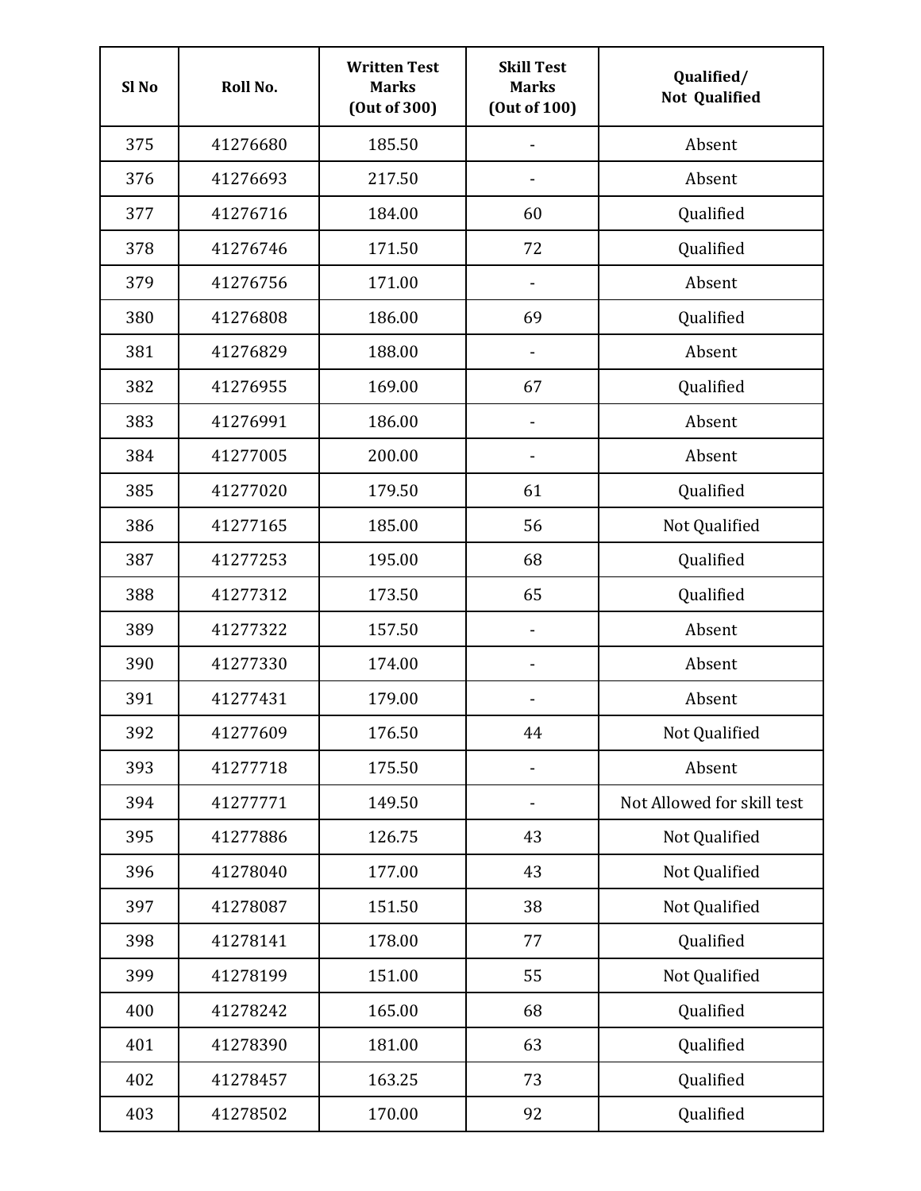| Sl No | Roll No. | Written Test Marks (Out of 300) | Skill Test Marks (Out of 100) | Qualified/ Not Qualified |
|---|---|---|---|---|
| 375 | 41276680 | 185.50 | - | Absent |
| 376 | 41276693 | 217.50 | - | Absent |
| 377 | 41276716 | 184.00 | 60 | Qualified |
| 378 | 41276746 | 171.50 | 72 | Qualified |
| 379 | 41276756 | 171.00 | - | Absent |
| 380 | 41276808 | 186.00 | 69 | Qualified |
| 381 | 41276829 | 188.00 | - | Absent |
| 382 | 41276955 | 169.00 | 67 | Qualified |
| 383 | 41276991 | 186.00 | - | Absent |
| 384 | 41277005 | 200.00 | - | Absent |
| 385 | 41277020 | 179.50 | 61 | Qualified |
| 386 | 41277165 | 185.00 | 56 | Not Qualified |
| 387 | 41277253 | 195.00 | 68 | Qualified |
| 388 | 41277312 | 173.50 | 65 | Qualified |
| 389 | 41277322 | 157.50 | - | Absent |
| 390 | 41277330 | 174.00 | - | Absent |
| 391 | 41277431 | 179.00 | - | Absent |
| 392 | 41277609 | 176.50 | 44 | Not Qualified |
| 393 | 41277718 | 175.50 | - | Absent |
| 394 | 41277771 | 149.50 | - | Not Allowed for skill test |
| 395 | 41277886 | 126.75 | 43 | Not Qualified |
| 396 | 41278040 | 177.00 | 43 | Not Qualified |
| 397 | 41278087 | 151.50 | 38 | Not Qualified |
| 398 | 41278141 | 178.00 | 77 | Qualified |
| 399 | 41278199 | 151.00 | 55 | Not Qualified |
| 400 | 41278242 | 165.00 | 68 | Qualified |
| 401 | 41278390 | 181.00 | 63 | Qualified |
| 402 | 41278457 | 163.25 | 73 | Qualified |
| 403 | 41278502 | 170.00 | 92 | Qualified |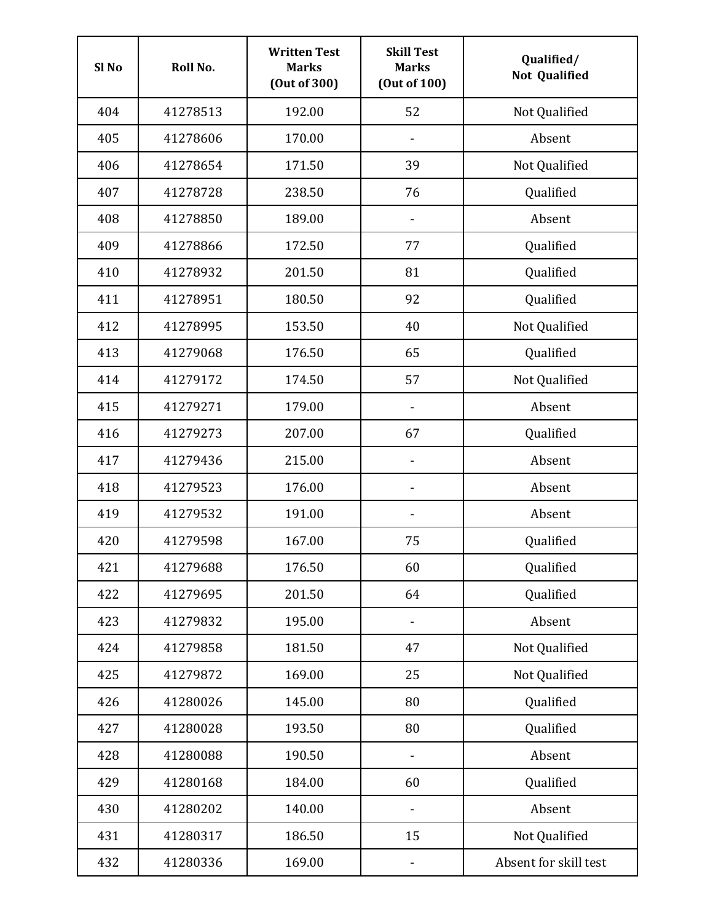| Sl No | Roll No. | Written Test Marks (Out of 300) | Skill Test Marks (Out of 100) | Qualified/ Not Qualified |
|---|---|---|---|---|
| 404 | 41278513 | 192.00 | 52 | Not Qualified |
| 405 | 41278606 | 170.00 | - | Absent |
| 406 | 41278654 | 171.50 | 39 | Not Qualified |
| 407 | 41278728 | 238.50 | 76 | Qualified |
| 408 | 41278850 | 189.00 | - | Absent |
| 409 | 41278866 | 172.50 | 77 | Qualified |
| 410 | 41278932 | 201.50 | 81 | Qualified |
| 411 | 41278951 | 180.50 | 92 | Qualified |
| 412 | 41278995 | 153.50 | 40 | Not Qualified |
| 413 | 41279068 | 176.50 | 65 | Qualified |
| 414 | 41279172 | 174.50 | 57 | Not Qualified |
| 415 | 41279271 | 179.00 | - | Absent |
| 416 | 41279273 | 207.00 | 67 | Qualified |
| 417 | 41279436 | 215.00 | - | Absent |
| 418 | 41279523 | 176.00 | - | Absent |
| 419 | 41279532 | 191.00 | - | Absent |
| 420 | 41279598 | 167.00 | 75 | Qualified |
| 421 | 41279688 | 176.50 | 60 | Qualified |
| 422 | 41279695 | 201.50 | 64 | Qualified |
| 423 | 41279832 | 195.00 | - | Absent |
| 424 | 41279858 | 181.50 | 47 | Not Qualified |
| 425 | 41279872 | 169.00 | 25 | Not Qualified |
| 426 | 41280026 | 145.00 | 80 | Qualified |
| 427 | 41280028 | 193.50 | 80 | Qualified |
| 428 | 41280088 | 190.50 | - | Absent |
| 429 | 41280168 | 184.00 | 60 | Qualified |
| 430 | 41280202 | 140.00 | - | Absent |
| 431 | 41280317 | 186.50 | 15 | Not Qualified |
| 432 | 41280336 | 169.00 | - | Absent for skill test |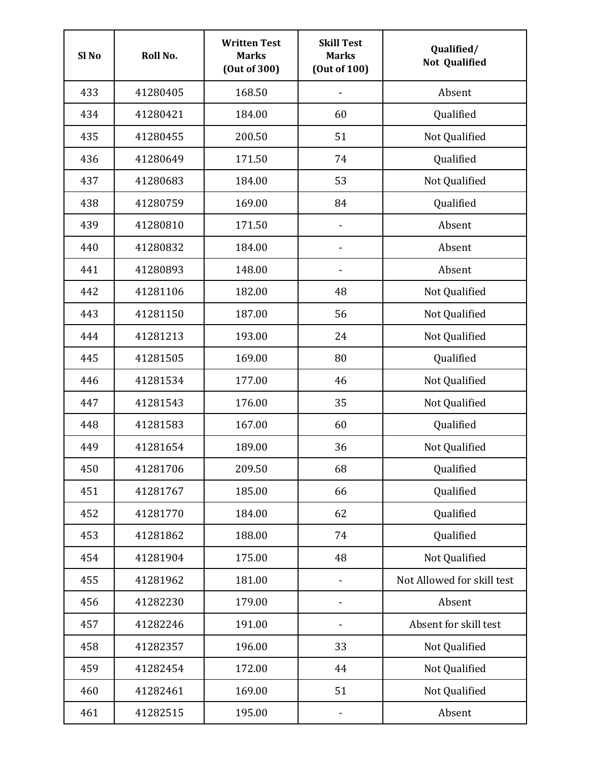| Sl No | Roll No. | Written Test Marks (Out of 300) | Skill Test Marks (Out of 100) | Qualified/ Not Qualified |
|---|---|---|---|---|
| 433 | 41280405 | 168.50 | - | Absent |
| 434 | 41280421 | 184.00 | 60 | Qualified |
| 435 | 41280455 | 200.50 | 51 | Not Qualified |
| 436 | 41280649 | 171.50 | 74 | Qualified |
| 437 | 41280683 | 184.00 | 53 | Not Qualified |
| 438 | 41280759 | 169.00 | 84 | Qualified |
| 439 | 41280810 | 171.50 | - | Absent |
| 440 | 41280832 | 184.00 | - | Absent |
| 441 | 41280893 | 148.00 | - | Absent |
| 442 | 41281106 | 182.00 | 48 | Not Qualified |
| 443 | 41281150 | 187.00 | 56 | Not Qualified |
| 444 | 41281213 | 193.00 | 24 | Not Qualified |
| 445 | 41281505 | 169.00 | 80 | Qualified |
| 446 | 41281534 | 177.00 | 46 | Not Qualified |
| 447 | 41281543 | 176.00 | 35 | Not Qualified |
| 448 | 41281583 | 167.00 | 60 | Qualified |
| 449 | 41281654 | 189.00 | 36 | Not Qualified |
| 450 | 41281706 | 209.50 | 68 | Qualified |
| 451 | 41281767 | 185.00 | 66 | Qualified |
| 452 | 41281770 | 184.00 | 62 | Qualified |
| 453 | 41281862 | 188.00 | 74 | Qualified |
| 454 | 41281904 | 175.00 | 48 | Not Qualified |
| 455 | 41281962 | 181.00 | - | Not Allowed for skill test |
| 456 | 41282230 | 179.00 | - | Absent |
| 457 | 41282246 | 191.00 | - | Absent for skill test |
| 458 | 41282357 | 196.00 | 33 | Not Qualified |
| 459 | 41282454 | 172.00 | 44 | Not Qualified |
| 460 | 41282461 | 169.00 | 51 | Not Qualified |
| 461 | 41282515 | 195.00 | - | Absent |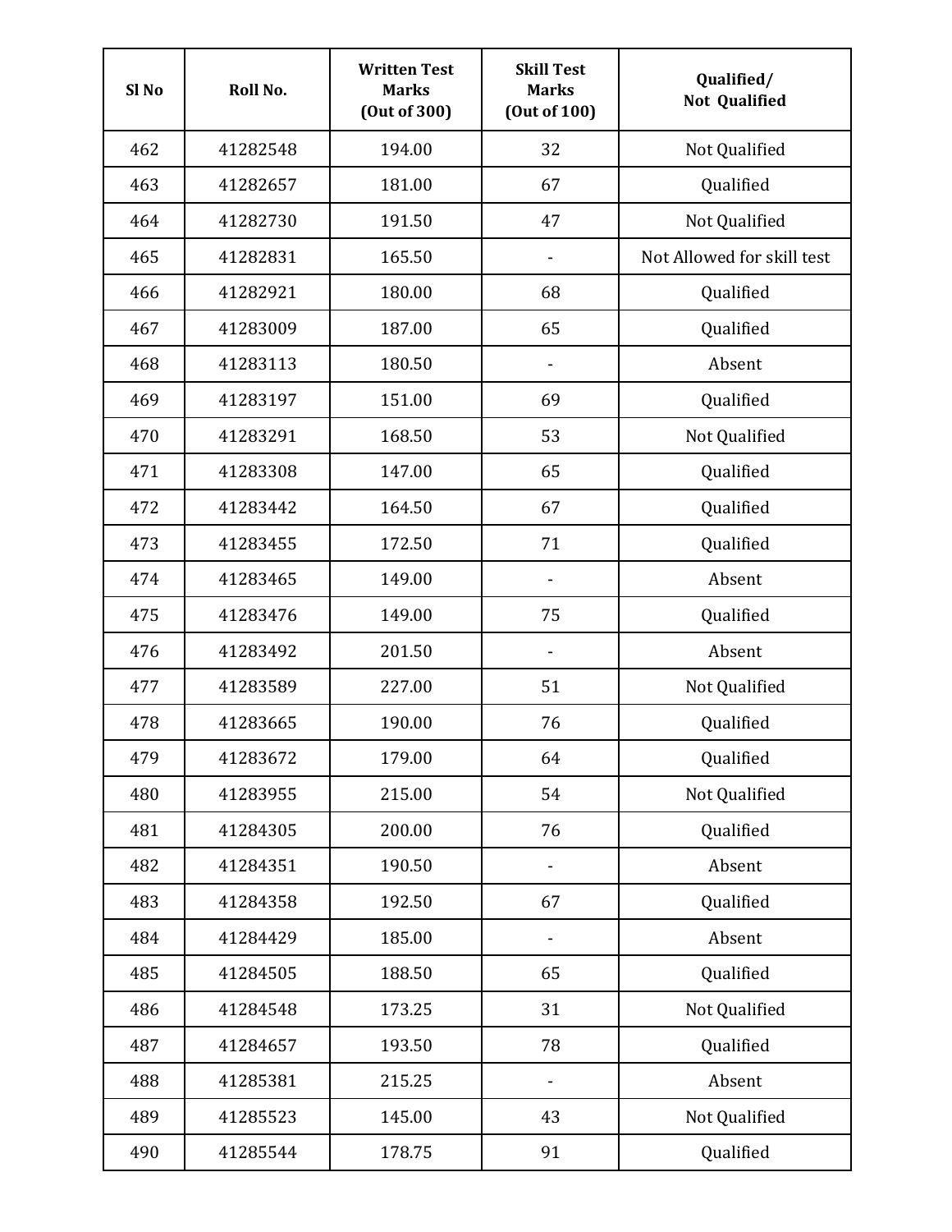| Sl No | Roll No. | Written Test Marks (Out of 300) | Skill Test Marks (Out of 100) | Qualified/ Not Qualified |
|---|---|---|---|---|
| 462 | 41282548 | 194.00 | 32 | Not Qualified |
| 463 | 41282657 | 181.00 | 67 | Qualified |
| 464 | 41282730 | 191.50 | 47 | Not Qualified |
| 465 | 41282831 | 165.50 | - | Not Allowed for skill test |
| 466 | 41282921 | 180.00 | 68 | Qualified |
| 467 | 41283009 | 187.00 | 65 | Qualified |
| 468 | 41283113 | 180.50 | - | Absent |
| 469 | 41283197 | 151.00 | 69 | Qualified |
| 470 | 41283291 | 168.50 | 53 | Not Qualified |
| 471 | 41283308 | 147.00 | 65 | Qualified |
| 472 | 41283442 | 164.50 | 67 | Qualified |
| 473 | 41283455 | 172.50 | 71 | Qualified |
| 474 | 41283465 | 149.00 | - | Absent |
| 475 | 41283476 | 149.00 | 75 | Qualified |
| 476 | 41283492 | 201.50 | - | Absent |
| 477 | 41283589 | 227.00 | 51 | Not Qualified |
| 478 | 41283665 | 190.00 | 76 | Qualified |
| 479 | 41283672 | 179.00 | 64 | Qualified |
| 480 | 41283955 | 215.00 | 54 | Not Qualified |
| 481 | 41284305 | 200.00 | 76 | Qualified |
| 482 | 41284351 | 190.50 | - | Absent |
| 483 | 41284358 | 192.50 | 67 | Qualified |
| 484 | 41284429 | 185.00 | - | Absent |
| 485 | 41284505 | 188.50 | 65 | Qualified |
| 486 | 41284548 | 173.25 | 31 | Not Qualified |
| 487 | 41284657 | 193.50 | 78 | Qualified |
| 488 | 41285381 | 215.25 | - | Absent |
| 489 | 41285523 | 145.00 | 43 | Not Qualified |
| 490 | 41285544 | 178.75 | 91 | Qualified |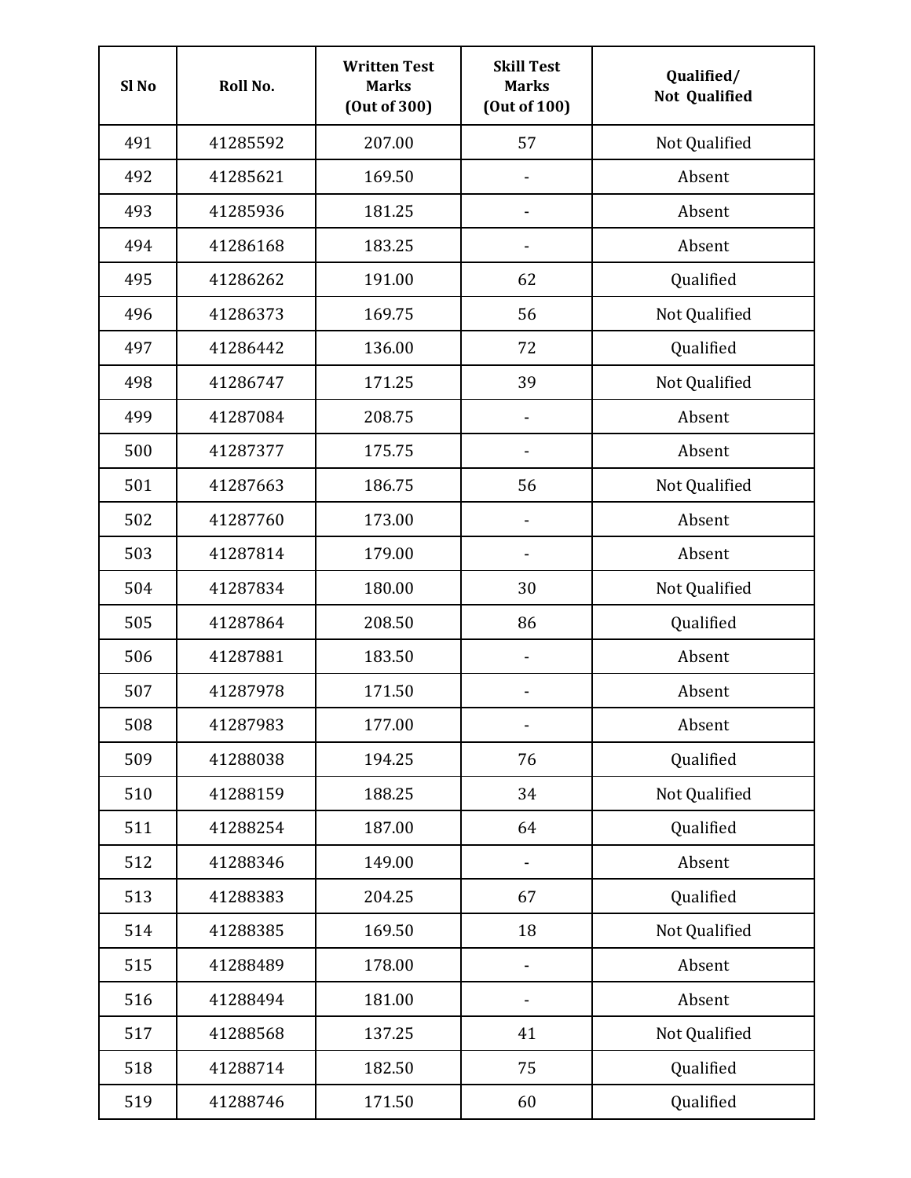| Sl No | Roll No. | Written Test Marks (Out of 300) | Skill Test Marks (Out of 100) | Qualified/ Not Qualified |
|---|---|---|---|---|
| 491 | 41285592 | 207.00 | 57 | Not Qualified |
| 492 | 41285621 | 169.50 | - | Absent |
| 493 | 41285936 | 181.25 | - | Absent |
| 494 | 41286168 | 183.25 | - | Absent |
| 495 | 41286262 | 191.00 | 62 | Qualified |
| 496 | 41286373 | 169.75 | 56 | Not Qualified |
| 497 | 41286442 | 136.00 | 72 | Qualified |
| 498 | 41286747 | 171.25 | 39 | Not Qualified |
| 499 | 41287084 | 208.75 | - | Absent |
| 500 | 41287377 | 175.75 | - | Absent |
| 501 | 41287663 | 186.75 | 56 | Not Qualified |
| 502 | 41287760 | 173.00 | - | Absent |
| 503 | 41287814 | 179.00 | - | Absent |
| 504 | 41287834 | 180.00 | 30 | Not Qualified |
| 505 | 41287864 | 208.50 | 86 | Qualified |
| 506 | 41287881 | 183.50 | - | Absent |
| 507 | 41287978 | 171.50 | - | Absent |
| 508 | 41287983 | 177.00 | - | Absent |
| 509 | 41288038 | 194.25 | 76 | Qualified |
| 510 | 41288159 | 188.25 | 34 | Not Qualified |
| 511 | 41288254 | 187.00 | 64 | Qualified |
| 512 | 41288346 | 149.00 | - | Absent |
| 513 | 41288383 | 204.25 | 67 | Qualified |
| 514 | 41288385 | 169.50 | 18 | Not Qualified |
| 515 | 41288489 | 178.00 | - | Absent |
| 516 | 41288494 | 181.00 | - | Absent |
| 517 | 41288568 | 137.25 | 41 | Not Qualified |
| 518 | 41288714 | 182.50 | 75 | Qualified |
| 519 | 41288746 | 171.50 | 60 | Qualified |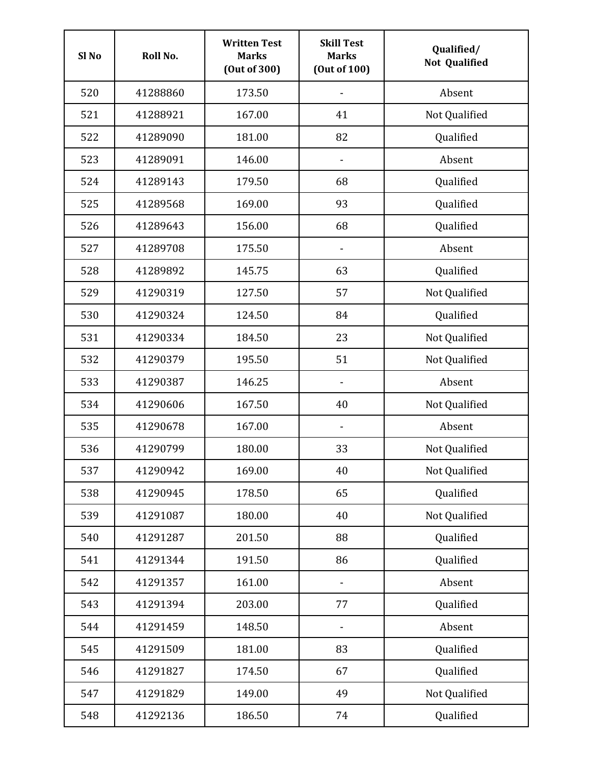| Sl No | Roll No. | Written Test Marks (Out of 300) | Skill Test Marks (Out of 100) | Qualified/ Not Qualified |
|---|---|---|---|---|
| 520 | 41288860 | 173.50 | - | Absent |
| 521 | 41288921 | 167.00 | 41 | Not Qualified |
| 522 | 41289090 | 181.00 | 82 | Qualified |
| 523 | 41289091 | 146.00 | - | Absent |
| 524 | 41289143 | 179.50 | 68 | Qualified |
| 525 | 41289568 | 169.00 | 93 | Qualified |
| 526 | 41289643 | 156.00 | 68 | Qualified |
| 527 | 41289708 | 175.50 | - | Absent |
| 528 | 41289892 | 145.75 | 63 | Qualified |
| 529 | 41290319 | 127.50 | 57 | Not Qualified |
| 530 | 41290324 | 124.50 | 84 | Qualified |
| 531 | 41290334 | 184.50 | 23 | Not Qualified |
| 532 | 41290379 | 195.50 | 51 | Not Qualified |
| 533 | 41290387 | 146.25 | - | Absent |
| 534 | 41290606 | 167.50 | 40 | Not Qualified |
| 535 | 41290678 | 167.00 | - | Absent |
| 536 | 41290799 | 180.00 | 33 | Not Qualified |
| 537 | 41290942 | 169.00 | 40 | Not Qualified |
| 538 | 41290945 | 178.50 | 65 | Qualified |
| 539 | 41291087 | 180.00 | 40 | Not Qualified |
| 540 | 41291287 | 201.50 | 88 | Qualified |
| 541 | 41291344 | 191.50 | 86 | Qualified |
| 542 | 41291357 | 161.00 | - | Absent |
| 543 | 41291394 | 203.00 | 77 | Qualified |
| 544 | 41291459 | 148.50 | - | Absent |
| 545 | 41291509 | 181.00 | 83 | Qualified |
| 546 | 41291827 | 174.50 | 67 | Qualified |
| 547 | 41291829 | 149.00 | 49 | Not Qualified |
| 548 | 41292136 | 186.50 | 74 | Qualified |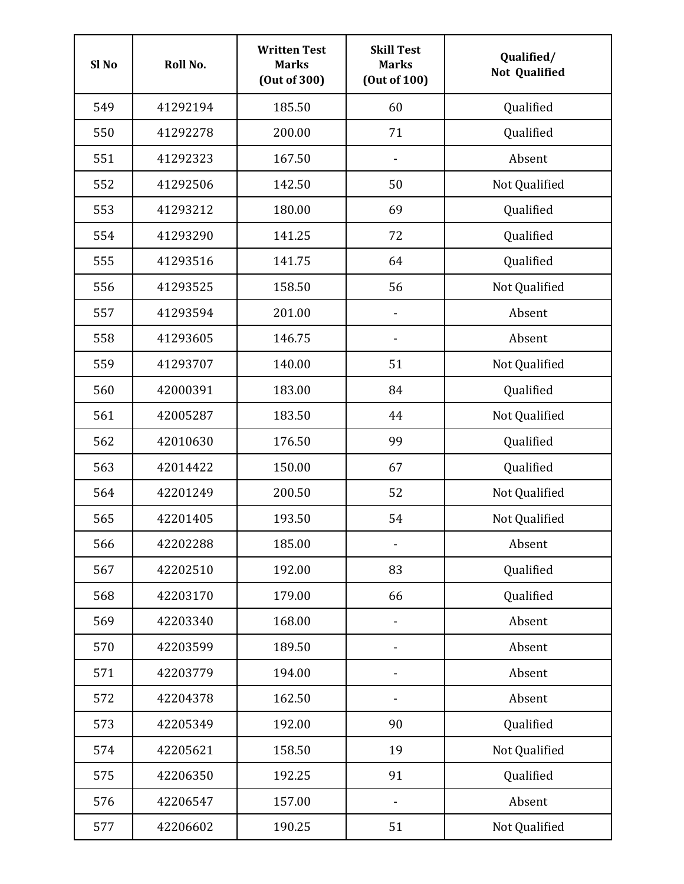| Sl No | Roll No. | Written Test Marks (Out of 300) | Skill Test Marks (Out of 100) | Qualified/ Not Qualified |
|---|---|---|---|---|
| 549 | 41292194 | 185.50 | 60 | Qualified |
| 550 | 41292278 | 200.00 | 71 | Qualified |
| 551 | 41292323 | 167.50 | - | Absent |
| 552 | 41292506 | 142.50 | 50 | Not Qualified |
| 553 | 41293212 | 180.00 | 69 | Qualified |
| 554 | 41293290 | 141.25 | 72 | Qualified |
| 555 | 41293516 | 141.75 | 64 | Qualified |
| 556 | 41293525 | 158.50 | 56 | Not Qualified |
| 557 | 41293594 | 201.00 | - | Absent |
| 558 | 41293605 | 146.75 | - | Absent |
| 559 | 41293707 | 140.00 | 51 | Not Qualified |
| 560 | 42000391 | 183.00 | 84 | Qualified |
| 561 | 42005287 | 183.50 | 44 | Not Qualified |
| 562 | 42010630 | 176.50 | 99 | Qualified |
| 563 | 42014422 | 150.00 | 67 | Qualified |
| 564 | 42201249 | 200.50 | 52 | Not Qualified |
| 565 | 42201405 | 193.50 | 54 | Not Qualified |
| 566 | 42202288 | 185.00 | - | Absent |
| 567 | 42202510 | 192.00 | 83 | Qualified |
| 568 | 42203170 | 179.00 | 66 | Qualified |
| 569 | 42203340 | 168.00 | - | Absent |
| 570 | 42203599 | 189.50 | - | Absent |
| 571 | 42203779 | 194.00 | - | Absent |
| 572 | 42204378 | 162.50 | - | Absent |
| 573 | 42205349 | 192.00 | 90 | Qualified |
| 574 | 42205621 | 158.50 | 19 | Not Qualified |
| 575 | 42206350 | 192.25 | 91 | Qualified |
| 576 | 42206547 | 157.00 | - | Absent |
| 577 | 42206602 | 190.25 | 51 | Not Qualified |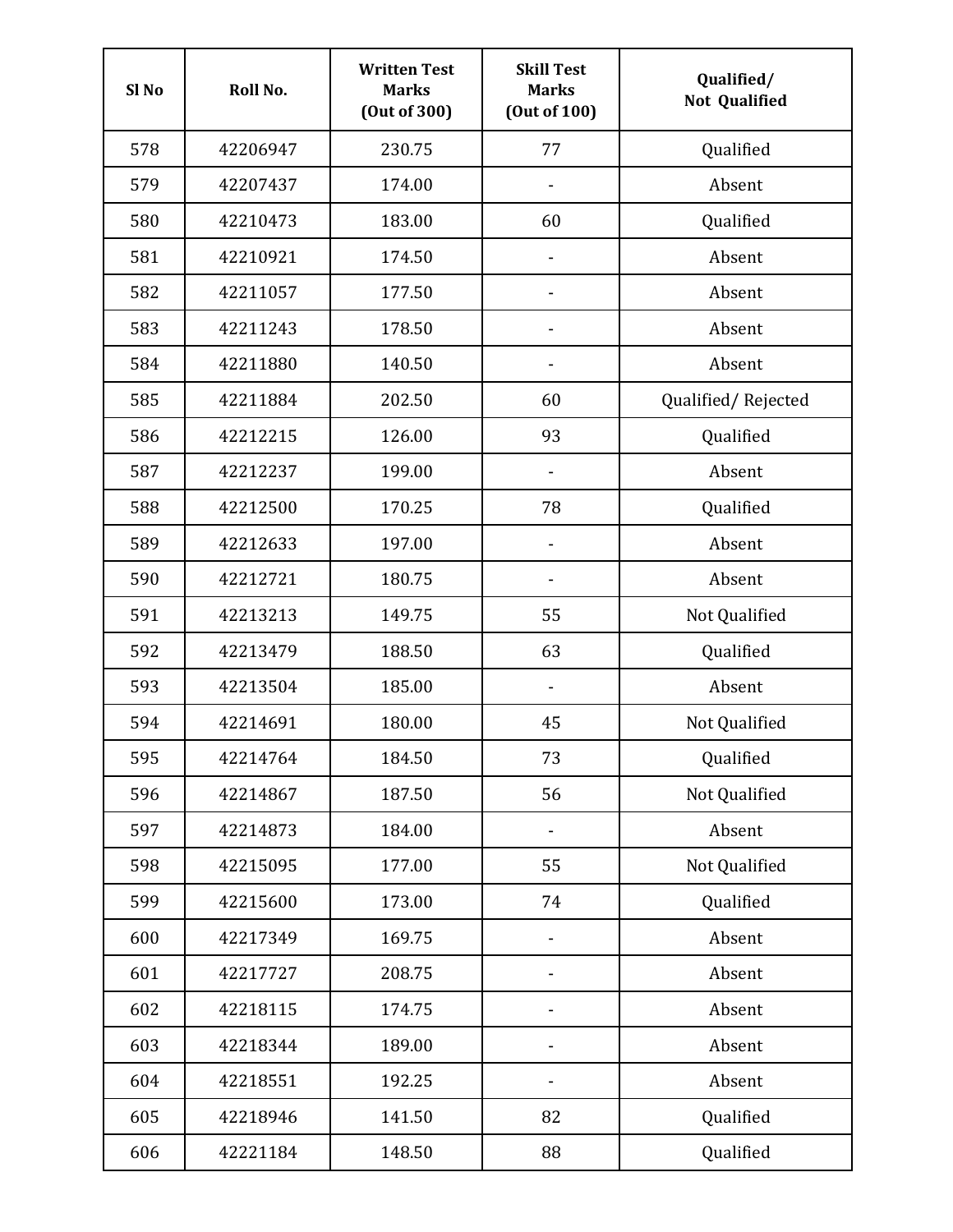| Sl No | Roll No. | Written Test Marks (Out of 300) | Skill Test Marks (Out of 100) | Qualified/ Not Qualified |
|---|---|---|---|---|
| 578 | 42206947 | 230.75 | 77 | Qualified |
| 579 | 42207437 | 174.00 | - | Absent |
| 580 | 42210473 | 183.00 | 60 | Qualified |
| 581 | 42210921 | 174.50 | - | Absent |
| 582 | 42211057 | 177.50 | - | Absent |
| 583 | 42211243 | 178.50 | - | Absent |
| 584 | 42211880 | 140.50 | - | Absent |
| 585 | 42211884 | 202.50 | 60 | Qualified/ Rejected |
| 586 | 42212215 | 126.00 | 93 | Qualified |
| 587 | 42212237 | 199.00 | - | Absent |
| 588 | 42212500 | 170.25 | 78 | Qualified |
| 589 | 42212633 | 197.00 | - | Absent |
| 590 | 42212721 | 180.75 | - | Absent |
| 591 | 42213213 | 149.75 | 55 | Not Qualified |
| 592 | 42213479 | 188.50 | 63 | Qualified |
| 593 | 42213504 | 185.00 | - | Absent |
| 594 | 42214691 | 180.00 | 45 | Not Qualified |
| 595 | 42214764 | 184.50 | 73 | Qualified |
| 596 | 42214867 | 187.50 | 56 | Not Qualified |
| 597 | 42214873 | 184.00 | - | Absent |
| 598 | 42215095 | 177.00 | 55 | Not Qualified |
| 599 | 42215600 | 173.00 | 74 | Qualified |
| 600 | 42217349 | 169.75 | - | Absent |
| 601 | 42217727 | 208.75 | - | Absent |
| 602 | 42218115 | 174.75 | - | Absent |
| 603 | 42218344 | 189.00 | - | Absent |
| 604 | 42218551 | 192.25 | - | Absent |
| 605 | 42218946 | 141.50 | 82 | Qualified |
| 606 | 42221184 | 148.50 | 88 | Qualified |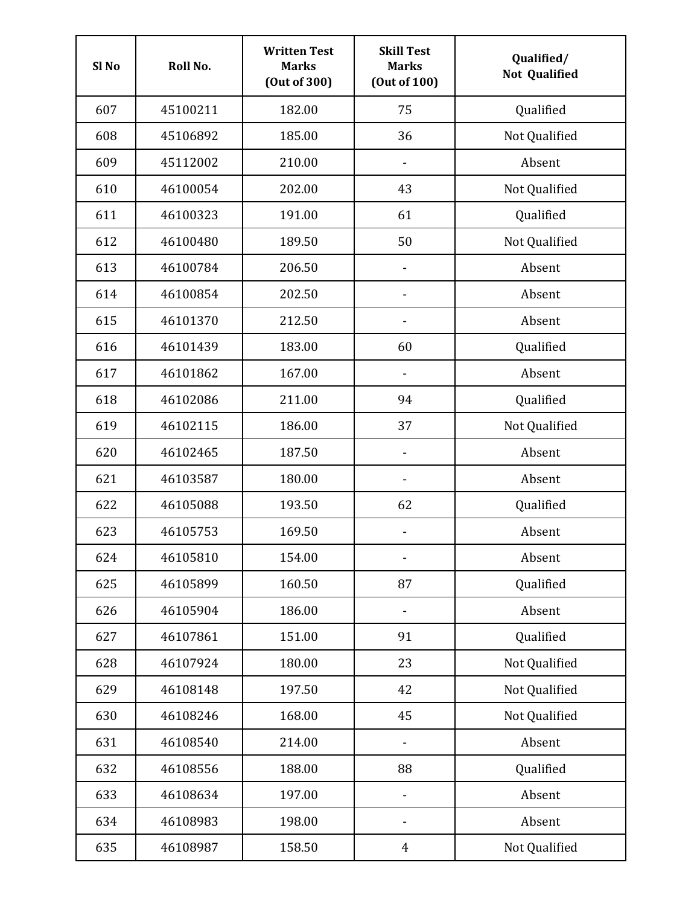| Sl No | Roll No. | Written Test Marks (Out of 300) | Skill Test Marks (Out of 100) | Qualified/ Not Qualified |
|---|---|---|---|---|
| 607 | 45100211 | 182.00 | 75 | Qualified |
| 608 | 45106892 | 185.00 | 36 | Not Qualified |
| 609 | 45112002 | 210.00 | - | Absent |
| 610 | 46100054 | 202.00 | 43 | Not Qualified |
| 611 | 46100323 | 191.00 | 61 | Qualified |
| 612 | 46100480 | 189.50 | 50 | Not Qualified |
| 613 | 46100784 | 206.50 | - | Absent |
| 614 | 46100854 | 202.50 | - | Absent |
| 615 | 46101370 | 212.50 | - | Absent |
| 616 | 46101439 | 183.00 | 60 | Qualified |
| 617 | 46101862 | 167.00 | - | Absent |
| 618 | 46102086 | 211.00 | 94 | Qualified |
| 619 | 46102115 | 186.00 | 37 | Not Qualified |
| 620 | 46102465 | 187.50 | - | Absent |
| 621 | 46103587 | 180.00 | - | Absent |
| 622 | 46105088 | 193.50 | 62 | Qualified |
| 623 | 46105753 | 169.50 | - | Absent |
| 624 | 46105810 | 154.00 | - | Absent |
| 625 | 46105899 | 160.50 | 87 | Qualified |
| 626 | 46105904 | 186.00 | - | Absent |
| 627 | 46107861 | 151.00 | 91 | Qualified |
| 628 | 46107924 | 180.00 | 23 | Not Qualified |
| 629 | 46108148 | 197.50 | 42 | Not Qualified |
| 630 | 46108246 | 168.00 | 45 | Not Qualified |
| 631 | 46108540 | 214.00 | - | Absent |
| 632 | 46108556 | 188.00 | 88 | Qualified |
| 633 | 46108634 | 197.00 | - | Absent |
| 634 | 46108983 | 198.00 | - | Absent |
| 635 | 46108987 | 158.50 | 4 | Not Qualified |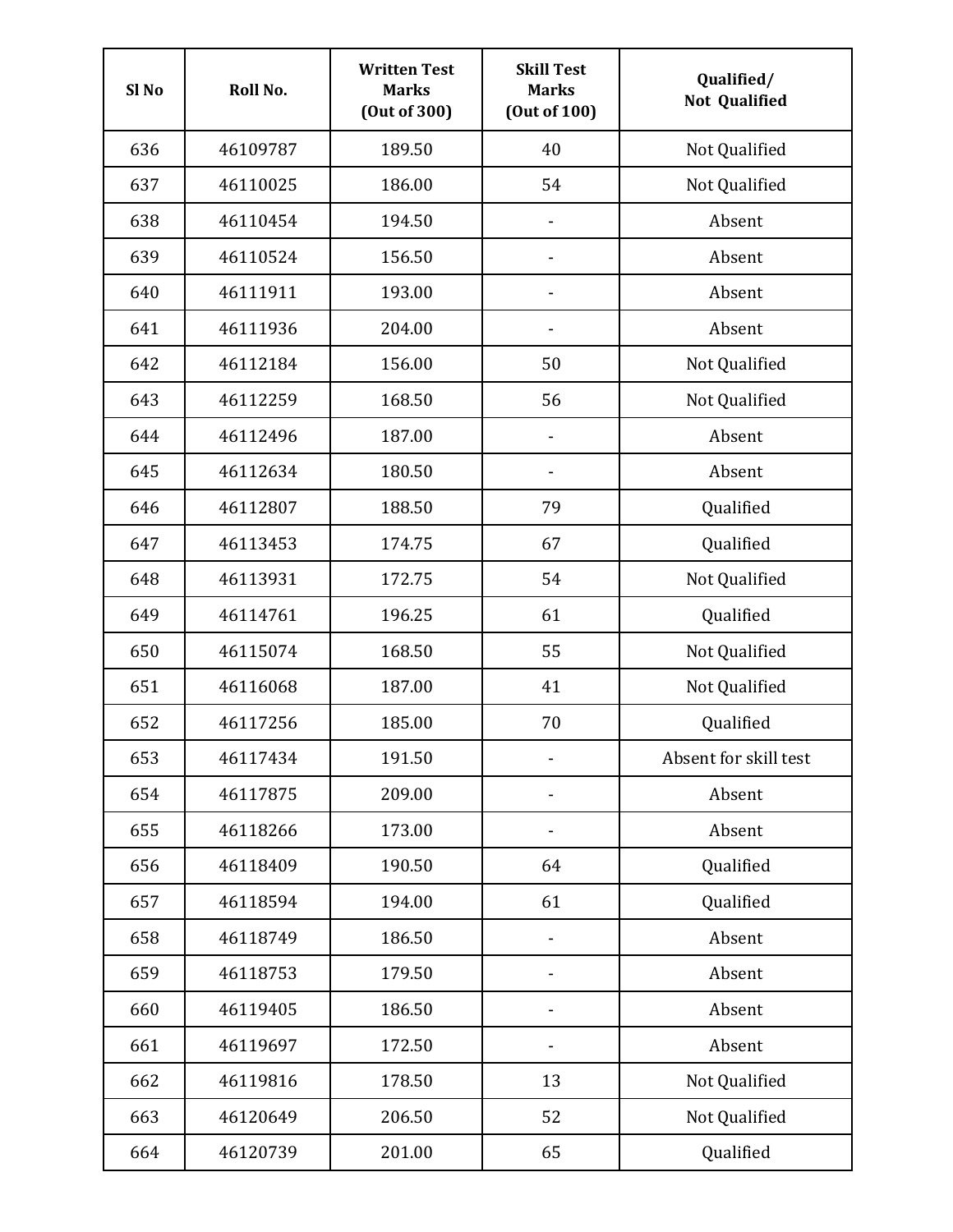| Sl No | Roll No. | Written Test Marks (Out of 300) | Skill Test Marks (Out of 100) | Qualified/ Not Qualified |
|---|---|---|---|---|
| 636 | 46109787 | 189.50 | 40 | Not Qualified |
| 637 | 46110025 | 186.00 | 54 | Not Qualified |
| 638 | 46110454 | 194.50 | - | Absent |
| 639 | 46110524 | 156.50 | - | Absent |
| 640 | 46111911 | 193.00 | - | Absent |
| 641 | 46111936 | 204.00 | - | Absent |
| 642 | 46112184 | 156.00 | 50 | Not Qualified |
| 643 | 46112259 | 168.50 | 56 | Not Qualified |
| 644 | 46112496 | 187.00 | - | Absent |
| 645 | 46112634 | 180.50 | - | Absent |
| 646 | 46112807 | 188.50 | 79 | Qualified |
| 647 | 46113453 | 174.75 | 67 | Qualified |
| 648 | 46113931 | 172.75 | 54 | Not Qualified |
| 649 | 46114761 | 196.25 | 61 | Qualified |
| 650 | 46115074 | 168.50 | 55 | Not Qualified |
| 651 | 46116068 | 187.00 | 41 | Not Qualified |
| 652 | 46117256 | 185.00 | 70 | Qualified |
| 653 | 46117434 | 191.50 | - | Absent for skill test |
| 654 | 46117875 | 209.00 | - | Absent |
| 655 | 46118266 | 173.00 | - | Absent |
| 656 | 46118409 | 190.50 | 64 | Qualified |
| 657 | 46118594 | 194.00 | 61 | Qualified |
| 658 | 46118749 | 186.50 | - | Absent |
| 659 | 46118753 | 179.50 | - | Absent |
| 660 | 46119405 | 186.50 | - | Absent |
| 661 | 46119697 | 172.50 | - | Absent |
| 662 | 46119816 | 178.50 | 13 | Not Qualified |
| 663 | 46120649 | 206.50 | 52 | Not Qualified |
| 664 | 46120739 | 201.00 | 65 | Qualified |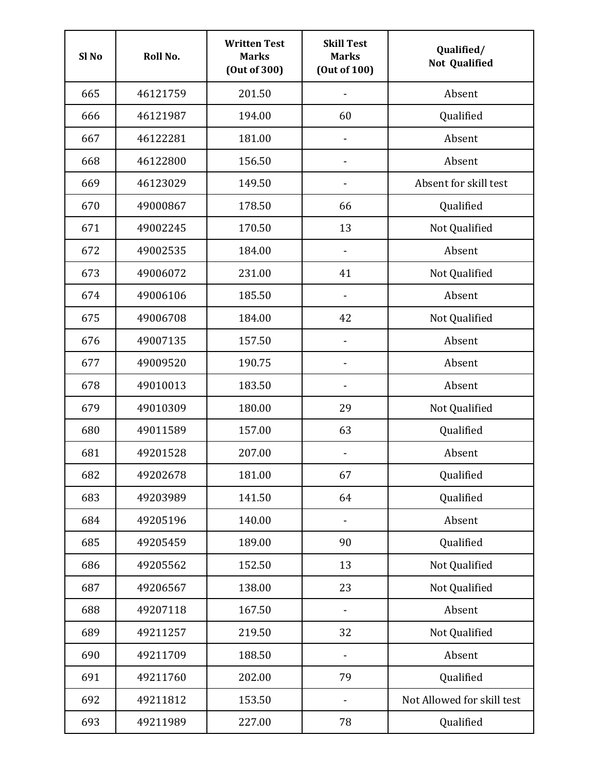| Sl No | Roll No. | Written Test Marks (Out of 300) | Skill Test Marks (Out of 100) | Qualified/ Not Qualified |
|---|---|---|---|---|
| 665 | 46121759 | 201.50 | - | Absent |
| 666 | 46121987 | 194.00 | 60 | Qualified |
| 667 | 46122281 | 181.00 | - | Absent |
| 668 | 46122800 | 156.50 | - | Absent |
| 669 | 46123029 | 149.50 | - | Absent for skill test |
| 670 | 49000867 | 178.50 | 66 | Qualified |
| 671 | 49002245 | 170.50 | 13 | Not Qualified |
| 672 | 49002535 | 184.00 | - | Absent |
| 673 | 49006072 | 231.00 | 41 | Not Qualified |
| 674 | 49006106 | 185.50 | - | Absent |
| 675 | 49006708 | 184.00 | 42 | Not Qualified |
| 676 | 49007135 | 157.50 | - | Absent |
| 677 | 49009520 | 190.75 | - | Absent |
| 678 | 49010013 | 183.50 | - | Absent |
| 679 | 49010309 | 180.00 | 29 | Not Qualified |
| 680 | 49011589 | 157.00 | 63 | Qualified |
| 681 | 49201528 | 207.00 | - | Absent |
| 682 | 49202678 | 181.00 | 67 | Qualified |
| 683 | 49203989 | 141.50 | 64 | Qualified |
| 684 | 49205196 | 140.00 | - | Absent |
| 685 | 49205459 | 189.00 | 90 | Qualified |
| 686 | 49205562 | 152.50 | 13 | Not Qualified |
| 687 | 49206567 | 138.00 | 23 | Not Qualified |
| 688 | 49207118 | 167.50 | - | Absent |
| 689 | 49211257 | 219.50 | 32 | Not Qualified |
| 690 | 49211709 | 188.50 | - | Absent |
| 691 | 49211760 | 202.00 | 79 | Qualified |
| 692 | 49211812 | 153.50 | - | Not Allowed for skill test |
| 693 | 49211989 | 227.00 | 78 | Qualified |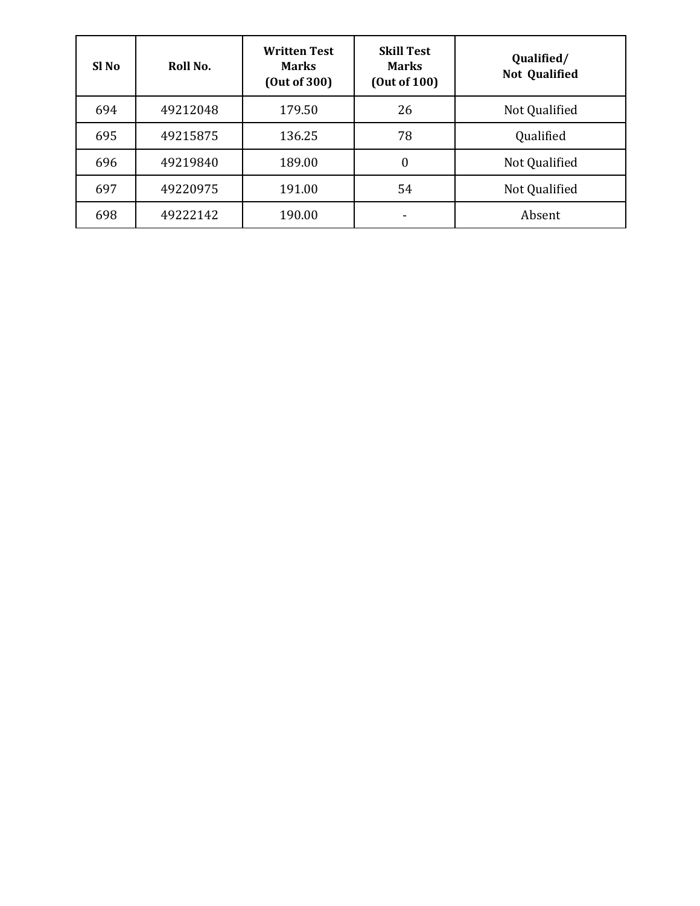| Sl No | Roll No. | Written Test Marks (Out of 300) | Skill Test Marks (Out of 100) | Qualified/ Not Qualified |
|---|---|---|---|---|
| 694 | 49212048 | 179.50 | 26 | Not Qualified |
| 695 | 49215875 | 136.25 | 78 | Qualified |
| 696 | 49219840 | 189.00 | 0 | Not Qualified |
| 697 | 49220975 | 191.00 | 54 | Not Qualified |
| 698 | 49222142 | 190.00 | - | Absent |